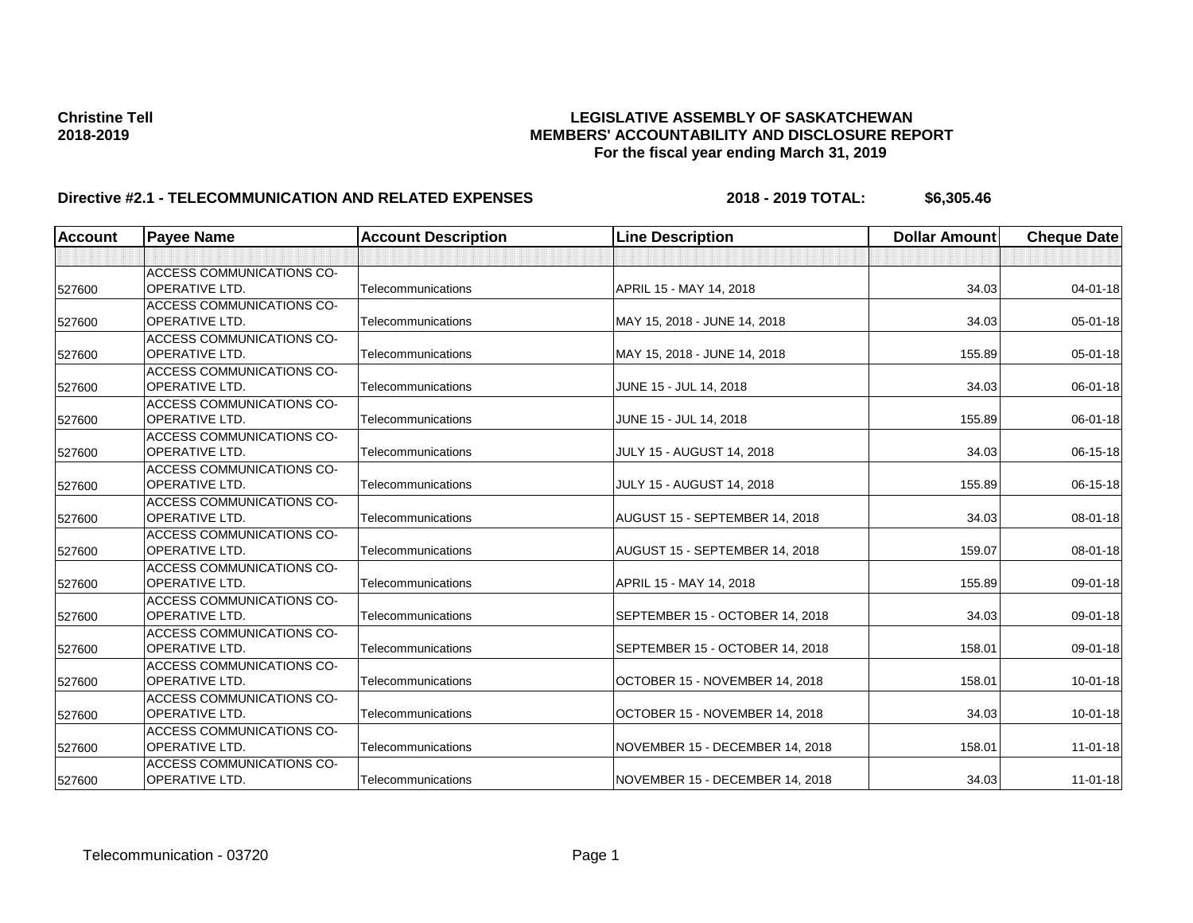**Christine Tell**
**2018-2019**

# LEGISLATIVE ASSEMBLY OF SASKATCHEWAN
## MEMBERS' ACCOUNTABILITY AND DISCLOSURE REPORT
### For the fiscal year ending March 31, 2019

**Directive #2.1 - TELECOMMUNICATION AND RELATED EXPENSES** **2018 - 2019 TOTAL: $6,305.46**

| Account | Payee Name | Account Description | Line Description | Dollar Amount | Cheque Date |
|---|---|---|---|---|---|
| | | | | | |
| 527600 | ACCESS COMMUNICATIONS CO-OPERATIVE LTD. | Telecommunications | APRIL 15 - MAY 14, 2018 | 34.03 | 04-01-18 |
| 527600 | ACCESS COMMUNICATIONS CO-OPERATIVE LTD. | Telecommunications | MAY 15, 2018 - JUNE 14, 2018 | 34.03 | 05-01-18 |
| 527600 | ACCESS COMMUNICATIONS CO-OPERATIVE LTD. | Telecommunications | MAY 15, 2018 - JUNE 14, 2018 | 155.89 | 05-01-18 |
| 527600 | ACCESS COMMUNICATIONS CO-OPERATIVE LTD. | Telecommunications | JUNE 15 - JUL 14, 2018 | 34.03 | 06-01-18 |
| 527600 | ACCESS COMMUNICATIONS CO-OPERATIVE LTD. | Telecommunications | JUNE 15 - JUL 14, 2018 | 155.89 | 06-01-18 |
| 527600 | ACCESS COMMUNICATIONS CO-OPERATIVE LTD. | Telecommunications | JULY 15 - AUGUST 14, 2018 | 34.03 | 06-15-18 |
| 527600 | ACCESS COMMUNICATIONS CO-OPERATIVE LTD. | Telecommunications | JULY 15 - AUGUST 14, 2018 | 155.89 | 06-15-18 |
| 527600 | ACCESS COMMUNICATIONS CO-OPERATIVE LTD. | Telecommunications | AUGUST 15 - SEPTEMBER 14, 2018 | 34.03 | 08-01-18 |
| 527600 | ACCESS COMMUNICATIONS CO-OPERATIVE LTD. | Telecommunications | AUGUST 15 - SEPTEMBER 14, 2018 | 159.07 | 08-01-18 |
| 527600 | ACCESS COMMUNICATIONS CO-OPERATIVE LTD. | Telecommunications | APRIL 15 - MAY 14, 2018 | 155.89 | 09-01-18 |
| 527600 | ACCESS COMMUNICATIONS CO-OPERATIVE LTD. | Telecommunications | SEPTEMBER 15 - OCTOBER 14, 2018 | 34.03 | 09-01-18 |
| 527600 | ACCESS COMMUNICATIONS CO-OPERATIVE LTD. | Telecommunications | SEPTEMBER 15 - OCTOBER 14, 2018 | 158.01 | 09-01-18 |
| 527600 | ACCESS COMMUNICATIONS CO-OPERATIVE LTD. | Telecommunications | OCTOBER 15 - NOVEMBER 14, 2018 | 158.01 | 10-01-18 |
| 527600 | ACCESS COMMUNICATIONS CO-OPERATIVE LTD. | Telecommunications | OCTOBER 15 - NOVEMBER 14, 2018 | 34.03 | 10-01-18 |
| 527600 | ACCESS COMMUNICATIONS CO-OPERATIVE LTD. | Telecommunications | NOVEMBER 15 - DECEMBER 14, 2018 | 158.01 | 11-01-18 |
| 527600 | ACCESS COMMUNICATIONS CO-OPERATIVE LTD. | Telecommunications | NOVEMBER 15 - DECEMBER 14, 2018 | 34.03 | 11-01-18 |

Telecommunication - 03720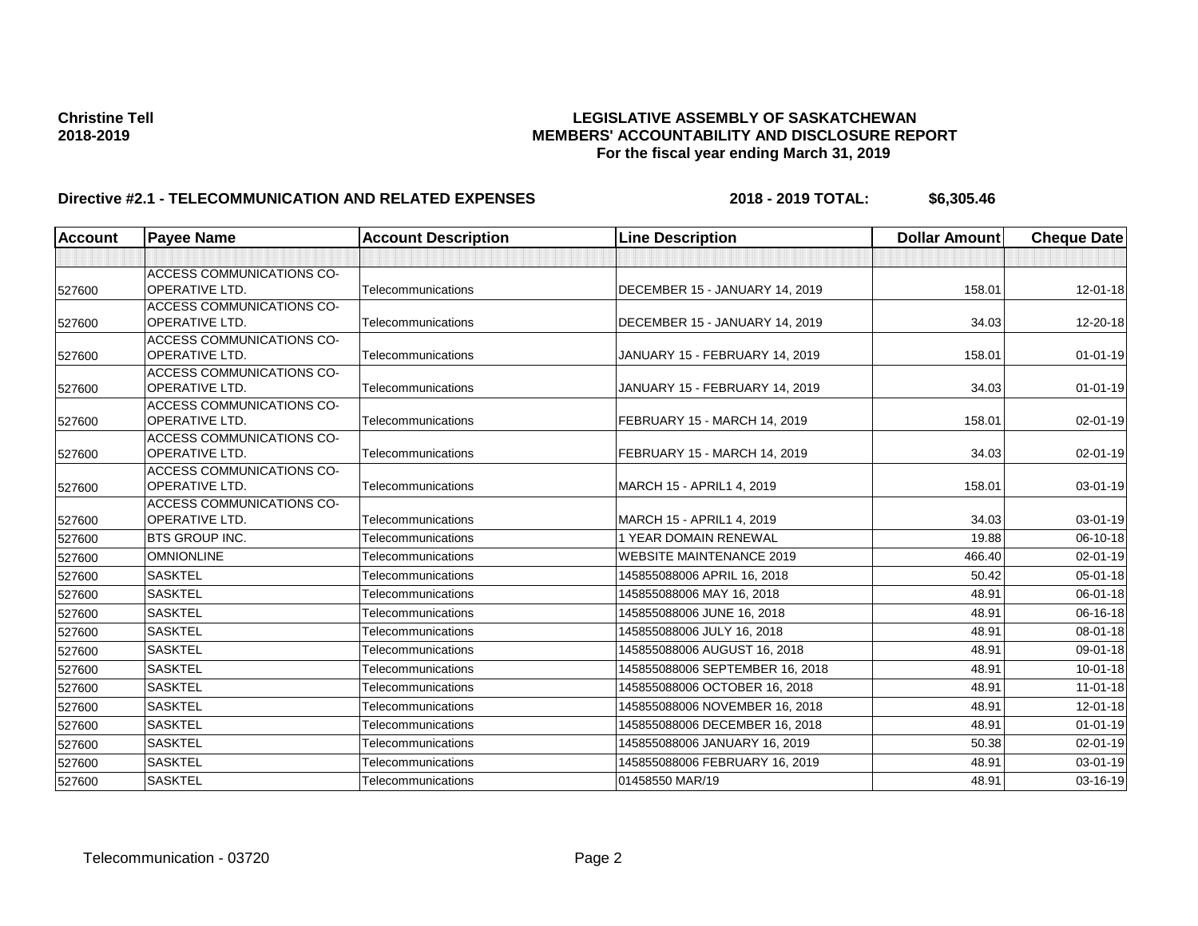**Christine Tell**
**2018-2019**

**LEGISLATIVE ASSEMBLY OF SASKATCHEWAN**
**MEMBERS' ACCOUNTABILITY AND DISCLOSURE REPORT**
**For the fiscal year ending March 31, 2019**

**Directive #2.1 - TELECOMMUNICATION AND RELATED EXPENSES** **2018 - 2019 TOTAL: $6,305.46**

| Account | Payee Name | Account Description | Line Description | Dollar Amount | Cheque Date |
|---|---|---|---|---|---|
| | | | | | |
| 527600 | ACCESS COMMUNICATIONS CO-OPERATIVE LTD. | Telecommunications | DECEMBER 15 - JANUARY 14, 2019 | 158.01 | 12-01-18 |
| 527600 | ACCESS COMMUNICATIONS CO-OPERATIVE LTD. | Telecommunications | DECEMBER 15 - JANUARY 14, 2019 | 34.03 | 12-20-18 |
| 527600 | ACCESS COMMUNICATIONS CO-OPERATIVE LTD. | Telecommunications | JANUARY 15 - FEBRUARY 14, 2019 | 158.01 | 01-01-19 |
| 527600 | ACCESS COMMUNICATIONS CO-OPERATIVE LTD. | Telecommunications | JANUARY 15 - FEBRUARY 14, 2019 | 34.03 | 01-01-19 |
| 527600 | ACCESS COMMUNICATIONS CO-OPERATIVE LTD. | Telecommunications | FEBRUARY 15 - MARCH 14, 2019 | 158.01 | 02-01-19 |
| 527600 | ACCESS COMMUNICATIONS CO-OPERATIVE LTD. | Telecommunications | FEBRUARY 15 - MARCH 14, 2019 | 34.03 | 02-01-19 |
| 527600 | ACCESS COMMUNICATIONS CO-OPERATIVE LTD. | Telecommunications | MARCH 15 - APRIL1 4, 2019 | 158.01 | 03-01-19 |
| 527600 | ACCESS COMMUNICATIONS CO-OPERATIVE LTD. | Telecommunications | MARCH 15 - APRIL1 4, 2019 | 34.03 | 03-01-19 |
| 527600 | BTS GROUP INC. | Telecommunications | 1 YEAR DOMAIN RENEWAL | 19.88 | 06-10-18 |
| 527600 | OMNIONLINE | Telecommunications | WEBSITE MAINTENANCE 2019 | 466.40 | 02-01-19 |
| 527600 | SASKTEL | Telecommunications | 145855088006 APRIL 16, 2018 | 50.42 | 05-01-18 |
| 527600 | SASKTEL | Telecommunications | 145855088006 MAY 16, 2018 | 48.91 | 06-01-18 |
| 527600 | SASKTEL | Telecommunications | 145855088006 JUNE 16, 2018 | 48.91 | 06-16-18 |
| 527600 | SASKTEL | Telecommunications | 145855088006 JULY 16, 2018 | 48.91 | 08-01-18 |
| 527600 | SASKTEL | Telecommunications | 145855088006 AUGUST 16, 2018 | 48.91 | 09-01-18 |
| 527600 | SASKTEL | Telecommunications | 145855088006 SEPTEMBER 16, 2018 | 48.91 | 10-01-18 |
| 527600 | SASKTEL | Telecommunications | 145855088006 OCTOBER 16, 2018 | 48.91 | 11-01-18 |
| 527600 | SASKTEL | Telecommunications | 145855088006 NOVEMBER 16, 2018 | 48.91 | 12-01-18 |
| 527600 | SASKTEL | Telecommunications | 145855088006 DECEMBER 16, 2018 | 48.91 | 01-01-19 |
| 527600 | SASKTEL | Telecommunications | 145855088006 JANUARY 16, 2019 | 50.38 | 02-01-19 |
| 527600 | SASKTEL | Telecommunications | 145855088006 FEBRUARY 16, 2019 | 48.91 | 03-01-19 |
| 527600 | SASKTEL | Telecommunications | 01458550 MAR/19 | 48.91 | 03-16-19 |

Telecommunication - 03720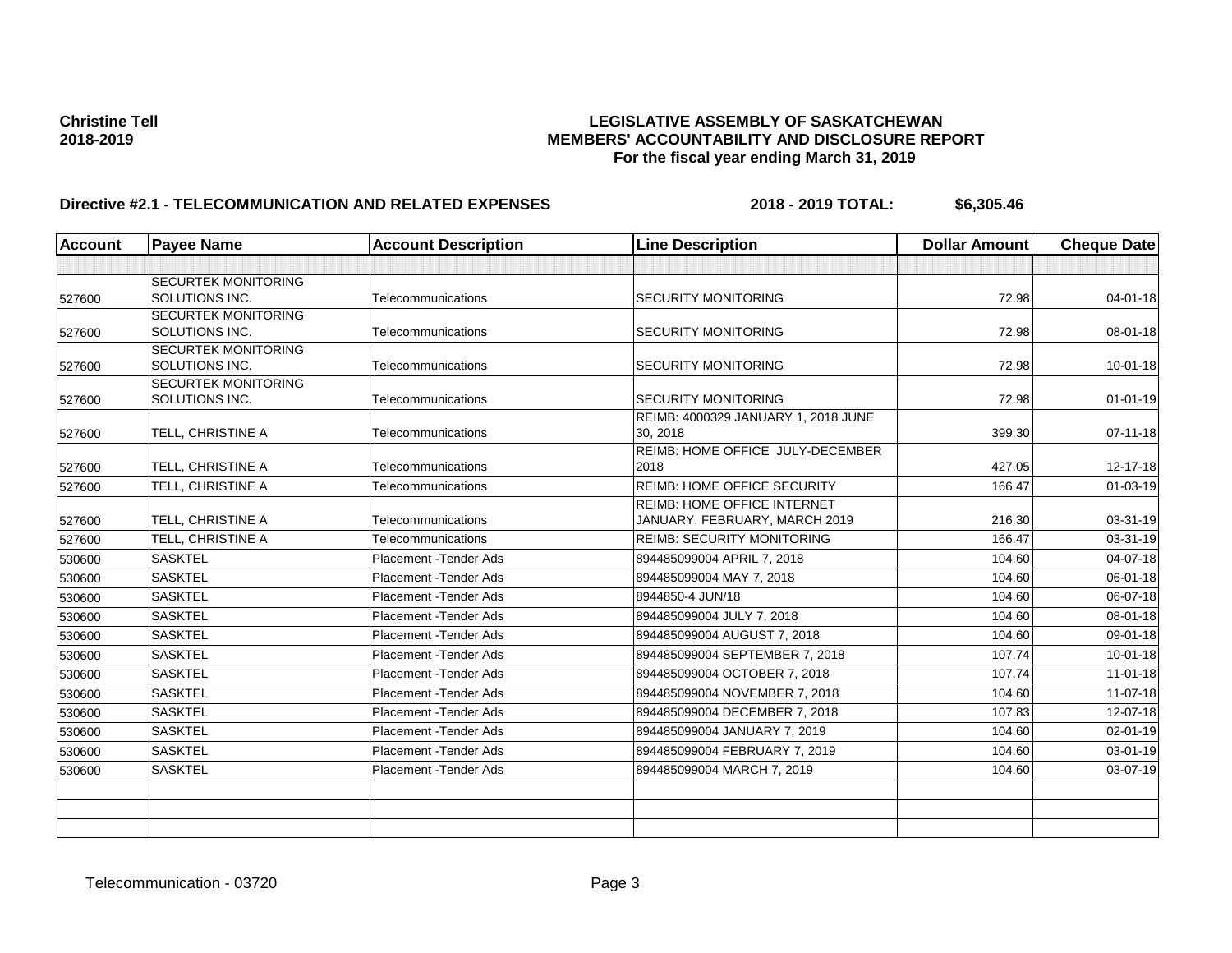**Christine Tell**
**2018-2019**

**LEGISLATIVE ASSEMBLY OF SASKATCHEWAN**
**MEMBERS' ACCOUNTABILITY AND DISCLOSURE REPORT**
**For the fiscal year ending March 31, 2019**

**Directive #2.1 - TELECOMMUNICATION AND RELATED EXPENSES** **2018 - 2019 TOTAL: $6,305.46**

| Account | Payee Name | Account Description | Line Description | Dollar Amount | Cheque Date |
|---|---|---|---|---|---|
| | | | | | |
| 527600 | SECURTEK MONITORING SOLUTIONS INC. | Telecommunications | SECURITY MONITORING | 72.98 | 04-01-18 |
| 527600 | SECURTEK MONITORING SOLUTIONS INC. | Telecommunications | SECURITY MONITORING | 72.98 | 08-01-18 |
| 527600 | SECURTEK MONITORING SOLUTIONS INC. | Telecommunications | SECURITY MONITORING | 72.98 | 10-01-18 |
| 527600 | SECURTEK MONITORING SOLUTIONS INC. | Telecommunications | SECURITY MONITORING | 72.98 | 01-01-19 |
| 527600 | TELL, CHRISTINE A | Telecommunications | REIMB: 4000329 JANUARY 1, 2018 JUNE 30, 2018 | 399.30 | 07-11-18 |
| 527600 | TELL, CHRISTINE A | Telecommunications | REIMB: HOME OFFICE JULY-DECEMBER 2018 | 427.05 | 12-17-18 |
| 527600 | TELL, CHRISTINE A | Telecommunications | REIMB: HOME OFFICE SECURITY | 166.47 | 01-03-19 |
| 527600 | TELL, CHRISTINE A | Telecommunications | REIMB: HOME OFFICE INTERNET JANUARY, FEBRUARY, MARCH 2019 | 216.30 | 03-31-19 |
| 527600 | TELL, CHRISTINE A | Telecommunications | REIMB: SECURITY MONITORING | 166.47 | 03-31-19 |
| 530600 | SASKTEL | Placement -Tender Ads | 894485099004 APRIL 7, 2018 | 104.60 | 04-07-18 |
| 530600 | SASKTEL | Placement -Tender Ads | 894485099004 MAY 7, 2018 | 104.60 | 06-01-18 |
| 530600 | SASKTEL | Placement -Tender Ads | 8944850-4 JUN/18 | 104.60 | 06-07-18 |
| 530600 | SASKTEL | Placement -Tender Ads | 894485099004 JULY 7, 2018 | 104.60 | 08-01-18 |
| 530600 | SASKTEL | Placement -Tender Ads | 894485099004 AUGUST 7, 2018 | 104.60 | 09-01-18 |
| 530600 | SASKTEL | Placement -Tender Ads | 894485099004 SEPTEMBER 7, 2018 | 107.74 | 10-01-18 |
| 530600 | SASKTEL | Placement -Tender Ads | 894485099004 OCTOBER 7, 2018 | 107.74 | 11-01-18 |
| 530600 | SASKTEL | Placement -Tender Ads | 894485099004 NOVEMBER 7, 2018 | 104.60 | 11-07-18 |
| 530600 | SASKTEL | Placement -Tender Ads | 894485099004 DECEMBER 7, 2018 | 107.83 | 12-07-18 |
| 530600 | SASKTEL | Placement -Tender Ads | 894485099004 JANUARY 7, 2019 | 104.60 | 02-01-19 |
| 530600 | SASKTEL | Placement -Tender Ads | 894485099004 FEBRUARY 7, 2019 | 104.60 | 03-01-19 |
| 530600 | SASKTEL | Placement -Tender Ads | 894485099004 MARCH 7, 2019 | 104.60 | 03-07-19 |
| | | | | | |
| | | | | | |
| | | | | | |

Telecommunication - 03720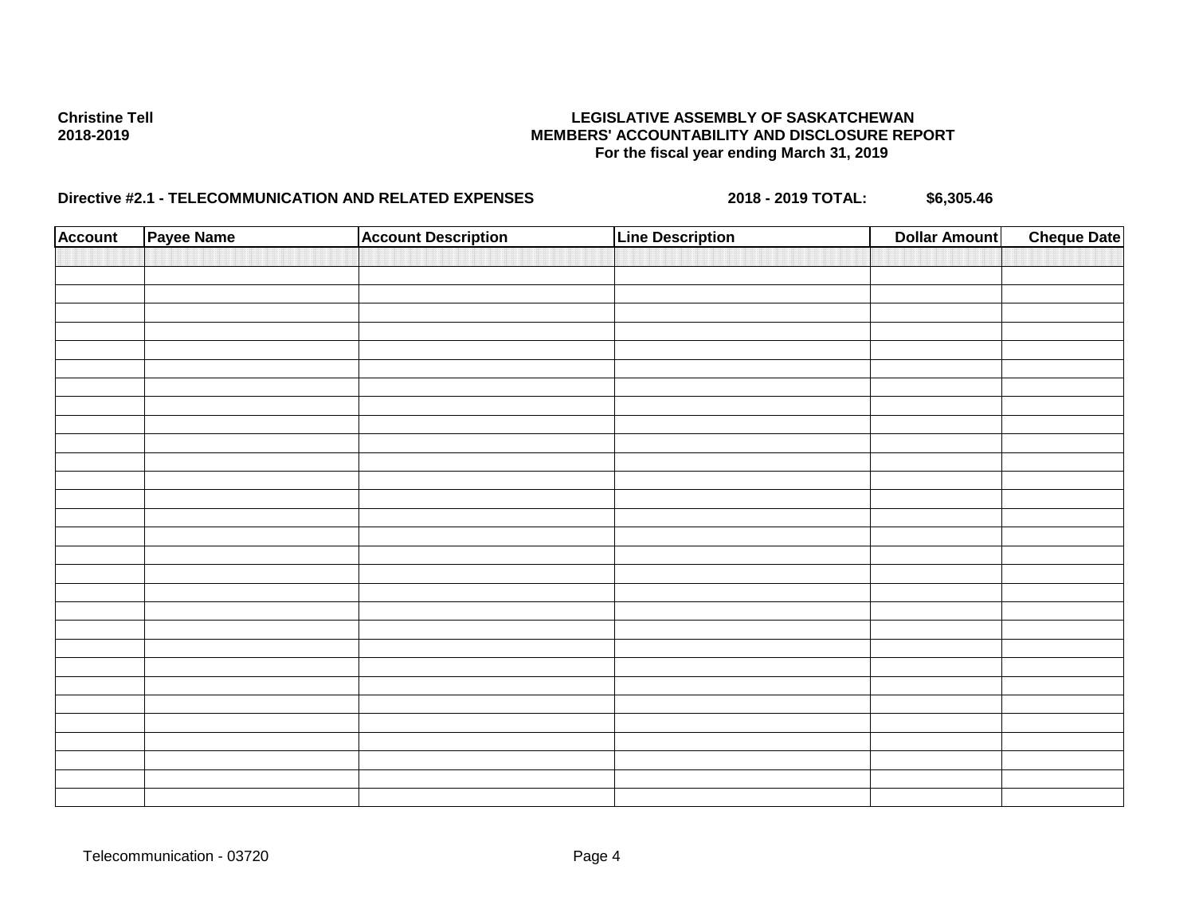Christine Tell
2018-2019

**LEGISLATIVE ASSEMBLY OF SASKATCHEWAN**
**MEMBERS' ACCOUNTABILITY AND DISCLOSURE REPORT**
**For the fiscal year ending March 31, 2019**

**Directive #2.1 - TELECOMMUNICATION AND RELATED EXPENSES** **2018 - 2019 TOTAL:** **$6,305.46**

| Account | Payee Name | Account Description | Line Description | Dollar Amount | Cheque Date |
|---|---|---|---|---|---|
| | | | | | |

Telecommunication - 03720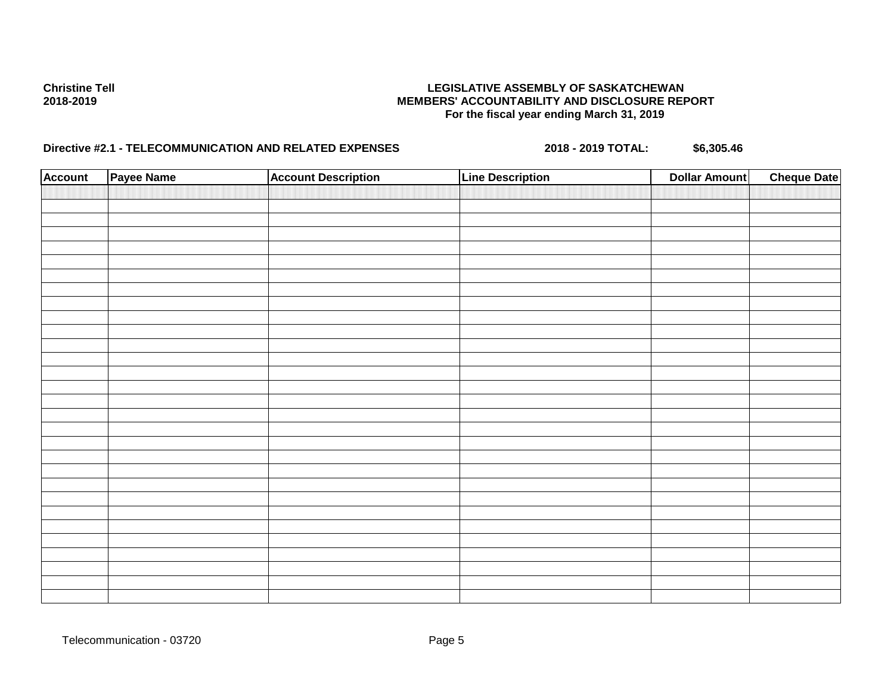**Christine Tell**
**2018-2019**

**LEGISLATIVE ASSEMBLY OF SASKATCHEWAN**
**MEMBERS' ACCOUNTABILITY AND DISCLOSURE REPORT**
**For the fiscal year ending March 31, 2019**

**Directive #2.1 - TELECOMMUNICATION AND RELATED EXPENSES** **2018 - 2019 TOTAL:** **$6,305.46**

| Account | Payee Name | Account Description | Line Description | Dollar Amount | Cheque Date |
|---|---|---|---|---|---|
| | | | | | |

Telecommunication - 03720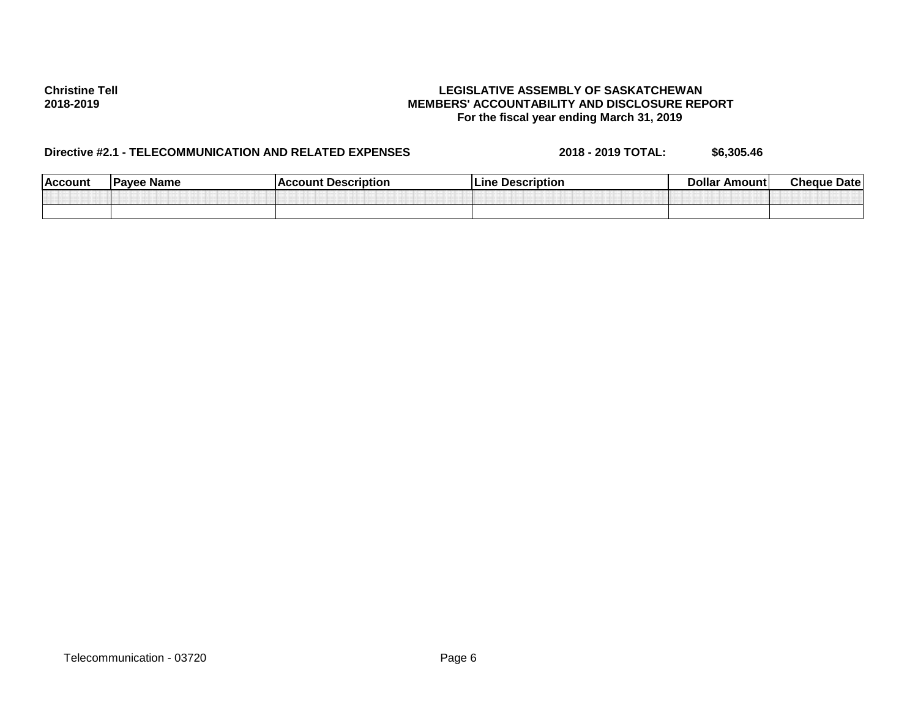**Christine Tell**
**2018-2019**

**LEGISLATIVE ASSEMBLY OF SASKATCHEWAN**
**MEMBERS' ACCOUNTABILITY AND DISCLOSURE REPORT**
**For the fiscal year ending March 31, 2019**

**Directive #2.1 - TELECOMMUNICATION AND RELATED EXPENSES** **2018 - 2019 TOTAL:** **$6,305.46**

| Account | Payee Name | Account Description | Line Description | Dollar Amount | Cheque Date |
|---|---|---|---|---|---|
| | | | | | |
| | | | | | |

Telecommunication - 03720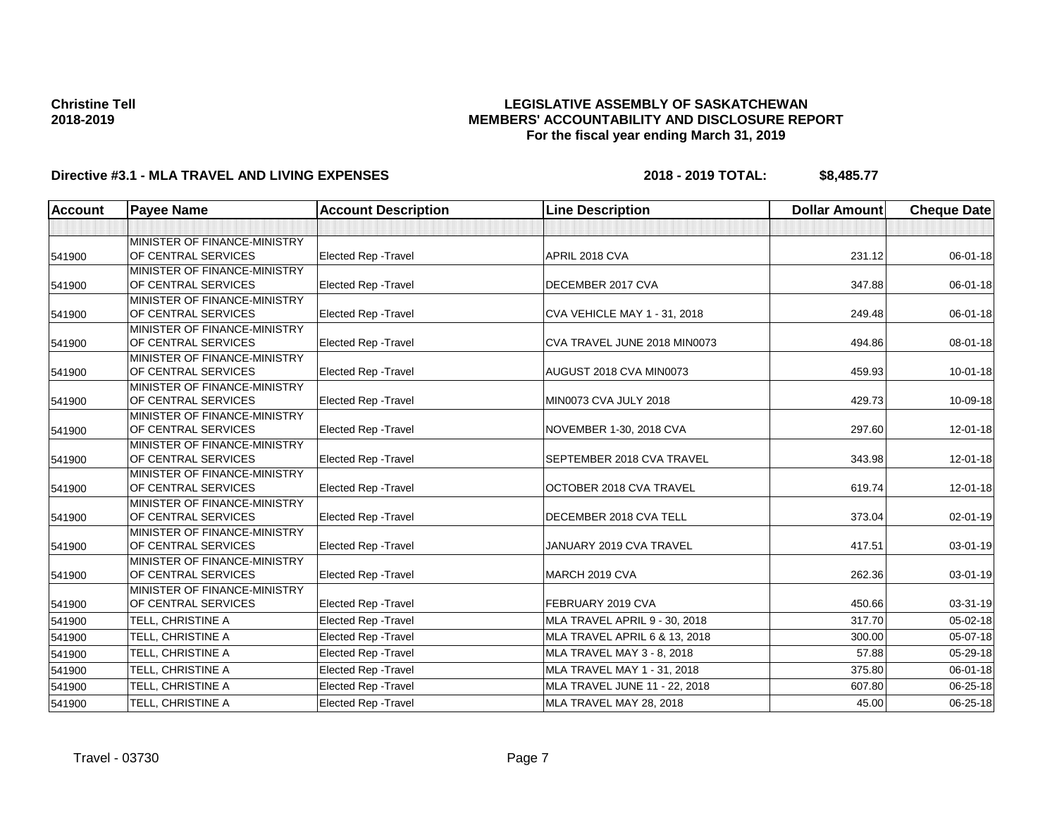**Christine Tell**
**2018-2019**

**LEGISLATIVE ASSEMBLY OF SASKATCHEWAN**
**MEMBERS' ACCOUNTABILITY AND DISCLOSURE REPORT**
**For the fiscal year ending March 31, 2019**

**Directive #3.1 - MLA TRAVEL AND LIVING EXPENSES** **2018 - 2019 TOTAL: $8,485.77**

| Account | Payee Name | Account Description | Line Description | Dollar Amount | Cheque Date |
|---|---|---|---|---|---|
| | | | | | |
| 541900 | MINISTER OF FINANCE-MINISTRY OF CENTRAL SERVICES | Elected Rep -Travel | APRIL 2018 CVA | 231.12 | 06-01-18 |
| 541900 | MINISTER OF FINANCE-MINISTRY OF CENTRAL SERVICES | Elected Rep -Travel | DECEMBER 2017 CVA | 347.88 | 06-01-18 |
| 541900 | MINISTER OF FINANCE-MINISTRY OF CENTRAL SERVICES | Elected Rep -Travel | CVA VEHICLE MAY 1 - 31, 2018 | 249.48 | 06-01-18 |
| 541900 | MINISTER OF FINANCE-MINISTRY OF CENTRAL SERVICES | Elected Rep -Travel | CVA TRAVEL JUNE 2018 MIN0073 | 494.86 | 08-01-18 |
| 541900 | MINISTER OF FINANCE-MINISTRY OF CENTRAL SERVICES | Elected Rep -Travel | AUGUST 2018 CVA MIN0073 | 459.93 | 10-01-18 |
| 541900 | MINISTER OF FINANCE-MINISTRY OF CENTRAL SERVICES | Elected Rep -Travel | MIN0073 CVA JULY 2018 | 429.73 | 10-09-18 |
| 541900 | MINISTER OF FINANCE-MINISTRY OF CENTRAL SERVICES | Elected Rep -Travel | NOVEMBER 1-30, 2018 CVA | 297.60 | 12-01-18 |
| 541900 | MINISTER OF FINANCE-MINISTRY OF CENTRAL SERVICES | Elected Rep -Travel | SEPTEMBER 2018 CVA TRAVEL | 343.98 | 12-01-18 |
| 541900 | MINISTER OF FINANCE-MINISTRY OF CENTRAL SERVICES | Elected Rep -Travel | OCTOBER 2018 CVA TRAVEL | 619.74 | 12-01-18 |
| 541900 | MINISTER OF FINANCE-MINISTRY OF CENTRAL SERVICES | Elected Rep -Travel | DECEMBER 2018 CVA TELL | 373.04 | 02-01-19 |
| 541900 | MINISTER OF FINANCE-MINISTRY OF CENTRAL SERVICES | Elected Rep -Travel | JANUARY 2019 CVA TRAVEL | 417.51 | 03-01-19 |
| 541900 | MINISTER OF FINANCE-MINISTRY OF CENTRAL SERVICES | Elected Rep -Travel | MARCH 2019 CVA | 262.36 | 03-01-19 |
| 541900 | MINISTER OF FINANCE-MINISTRY OF CENTRAL SERVICES | Elected Rep -Travel | FEBRUARY 2019 CVA | 450.66 | 03-31-19 |
| 541900 | TELL, CHRISTINE A | Elected Rep -Travel | MLA TRAVEL APRIL 9 - 30, 2018 | 317.70 | 05-02-18 |
| 541900 | TELL, CHRISTINE A | Elected Rep -Travel | MLA TRAVEL APRIL 6 & 13, 2018 | 300.00 | 05-07-18 |
| 541900 | TELL, CHRISTINE A | Elected Rep -Travel | MLA TRAVEL MAY 3 - 8, 2018 | 57.88 | 05-29-18 |
| 541900 | TELL, CHRISTINE A | Elected Rep -Travel | MLA TRAVEL MAY 1 - 31, 2018 | 375.80 | 06-01-18 |
| 541900 | TELL, CHRISTINE A | Elected Rep -Travel | MLA TRAVEL JUNE 11 - 22, 2018 | 607.80 | 06-25-18 |
| 541900 | TELL, CHRISTINE A | Elected Rep -Travel | MLA TRAVEL MAY 28, 2018 | 45.00 | 06-25-18 |

Travel - 03730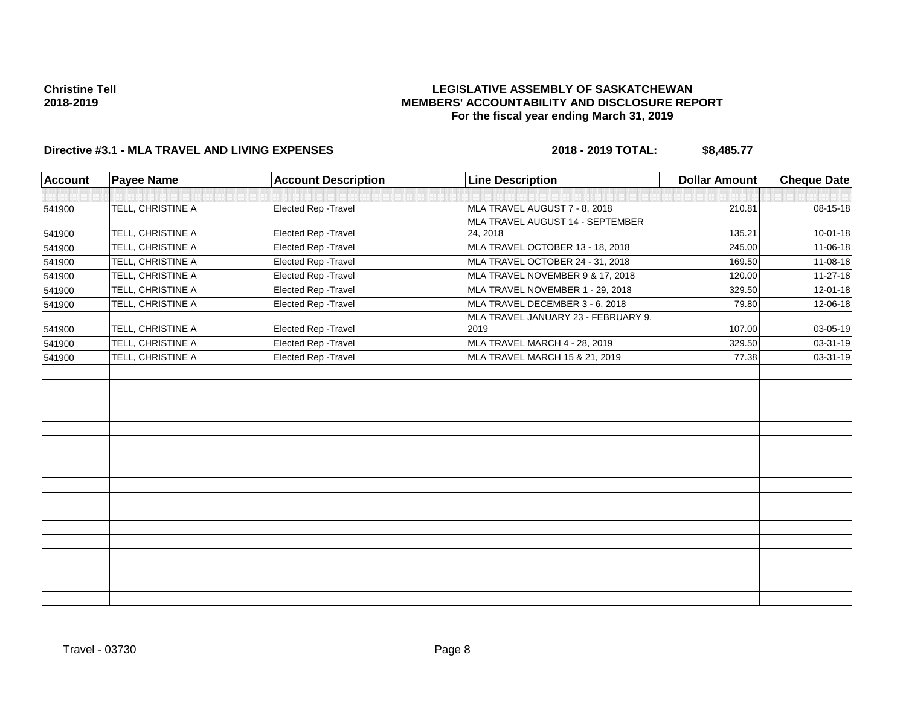**Christine Tell**
**2018-2019**

**LEGISLATIVE ASSEMBLY OF SASKATCHEWAN**
**MEMBERS' ACCOUNTABILITY AND DISCLOSURE REPORT**
**For the fiscal year ending March 31, 2019**

**Directive #3.1 - MLA TRAVEL AND LIVING EXPENSES** **2018 - 2019 TOTAL: $8,485.77**

| Account | Payee Name | Account Description | Line Description | Dollar Amount | Cheque Date |
|---|---|---|---|---|---|
| | | | | | |
| 541900 | TELL, CHRISTINE A | Elected Rep -Travel | MLA TRAVEL AUGUST 7 - 8, 2018 | 210.81 | 08-15-18 |
| 541900 | TELL, CHRISTINE A | Elected Rep -Travel | MLA TRAVEL AUGUST 14 - SEPTEMBER 24, 2018 | 135.21 | 10-01-18 |
| 541900 | TELL, CHRISTINE A | Elected Rep -Travel | MLA TRAVEL OCTOBER 13 - 18, 2018 | 245.00 | 11-06-18 |
| 541900 | TELL, CHRISTINE A | Elected Rep -Travel | MLA TRAVEL OCTOBER 24 - 31, 2018 | 169.50 | 11-08-18 |
| 541900 | TELL, CHRISTINE A | Elected Rep -Travel | MLA TRAVEL NOVEMBER 9 & 17, 2018 | 120.00 | 11-27-18 |
| 541900 | TELL, CHRISTINE A | Elected Rep -Travel | MLA TRAVEL NOVEMBER 1 - 29, 2018 | 329.50 | 12-01-18 |
| 541900 | TELL, CHRISTINE A | Elected Rep -Travel | MLA TRAVEL DECEMBER 3 - 6, 2018 | 79.80 | 12-06-18 |
| 541900 | TELL, CHRISTINE A | Elected Rep -Travel | MLA TRAVEL JANUARY 23 - FEBRUARY 9, 2019 | 107.00 | 03-05-19 |
| 541900 | TELL, CHRISTINE A | Elected Rep -Travel | MLA TRAVEL MARCH 4 - 28, 2019 | 329.50 | 03-31-19 |
| 541900 | TELL, CHRISTINE A | Elected Rep -Travel | MLA TRAVEL MARCH 15 & 21, 2019 | 77.38 | 03-31-19 |

Travel - 03730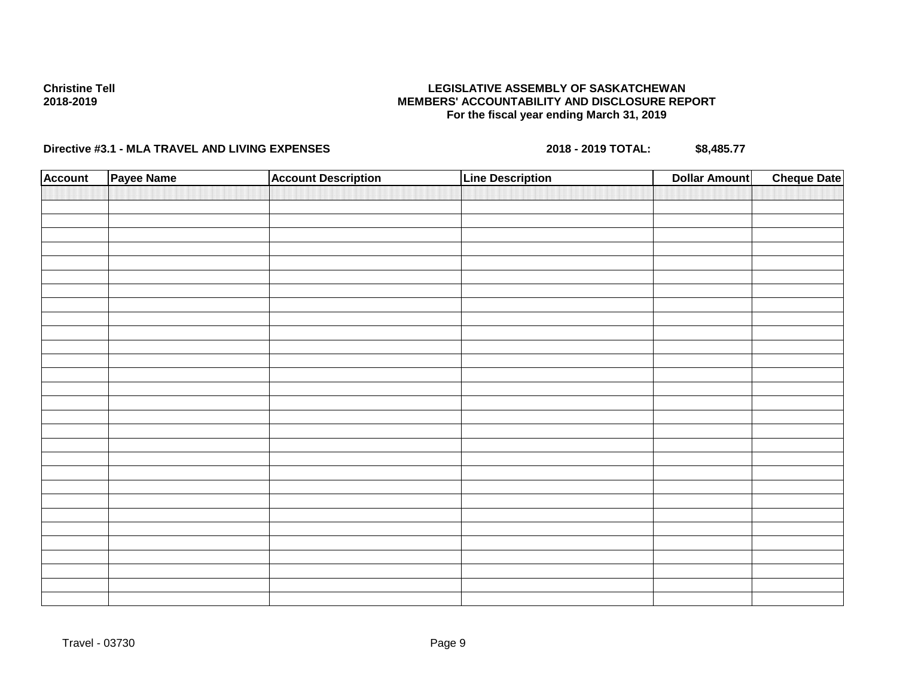**Christine Tell**
**2018-2019**

**LEGISLATIVE ASSEMBLY OF SASKATCHEWAN**
**MEMBERS' ACCOUNTABILITY AND DISCLOSURE REPORT**
**For the fiscal year ending March 31, 2019**

**Directive #3.1 - MLA TRAVEL AND LIVING EXPENSES** **2018 - 2019 TOTAL: $8,485.77**

| Account | Payee Name | Account Description | Line Description | Dollar Amount | Cheque Date |
|---|---|---|---|---|---|
| | | | | | |

Travel - 03730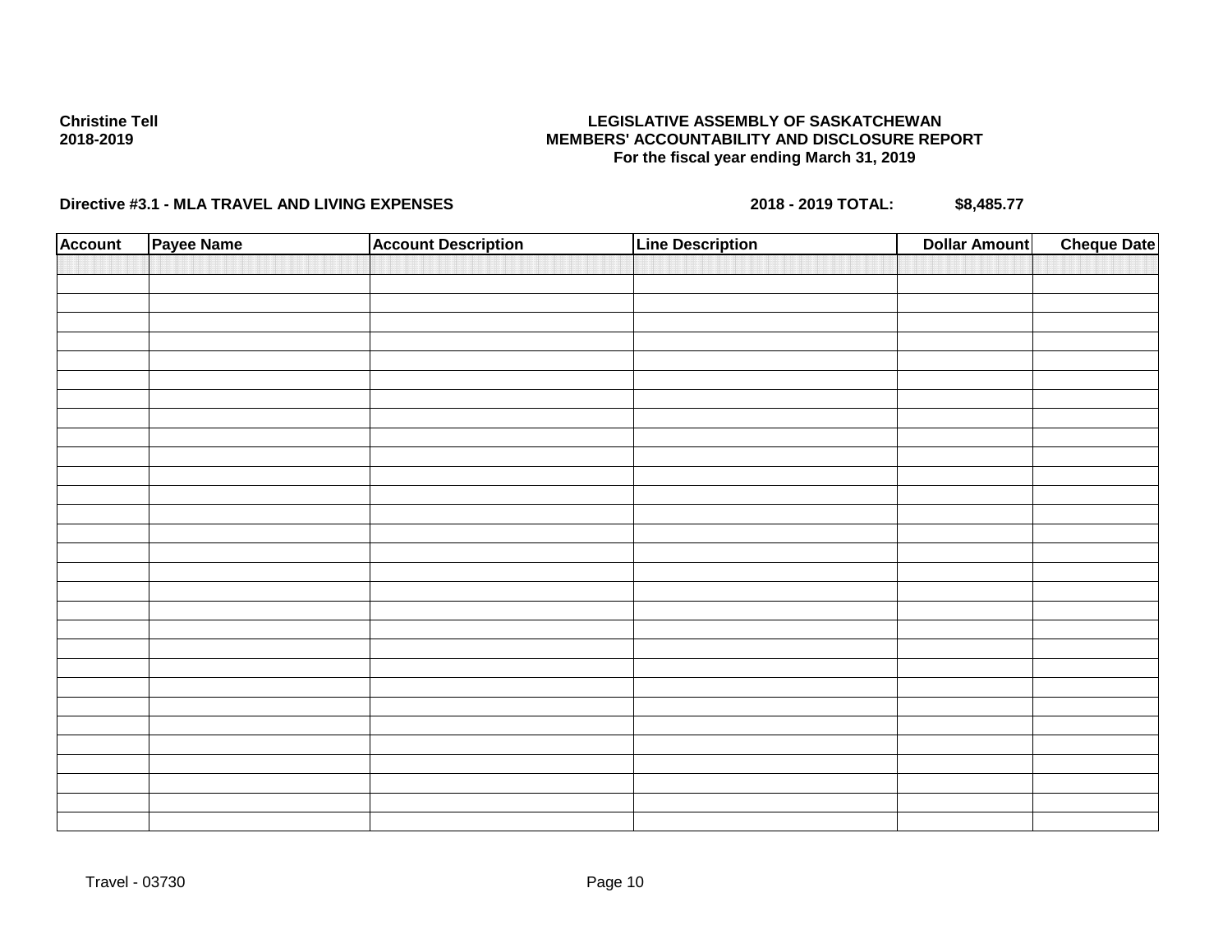**Christine Tell**
**2018-2019**

**LEGISLATIVE ASSEMBLY OF SASKATCHEWAN**
**MEMBERS' ACCOUNTABILITY AND DISCLOSURE REPORT**
**For the fiscal year ending March 31, 2019**

**Directive #3.1 - MLA TRAVEL AND LIVING EXPENSES** **2018 - 2019 TOTAL: $8,485.77**

| Account | Payee Name | Account Description | Line Description | Dollar Amount | Cheque Date |
|---|---|---|---|---|---|
| | | | | | |

Travel - 03730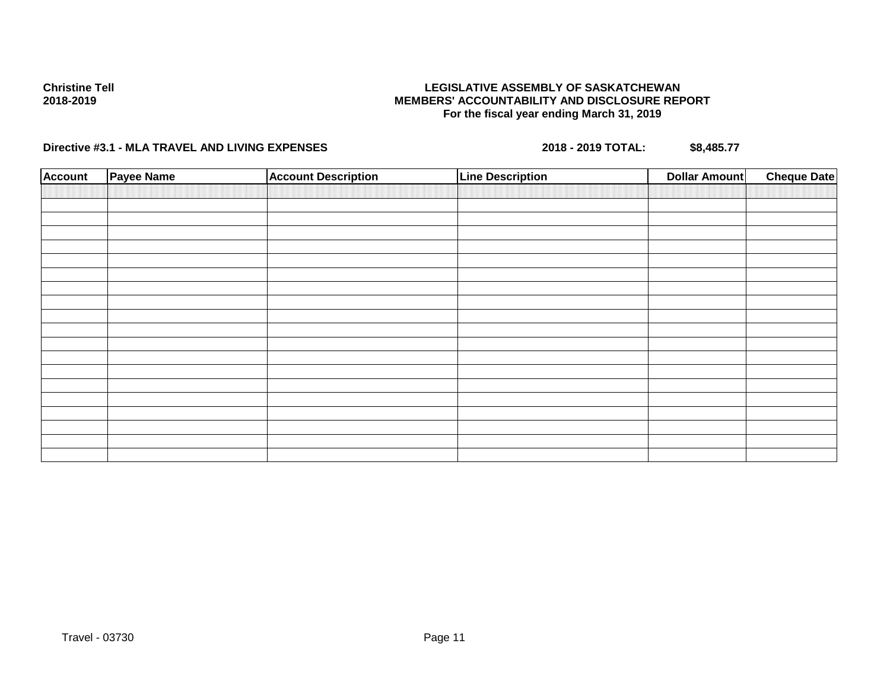**Christine Tell**
**2018-2019**

**LEGISLATIVE ASSEMBLY OF SASKATCHEWAN**
**MEMBERS' ACCOUNTABILITY AND DISCLOSURE REPORT**
**For the fiscal year ending March 31, 2019**

**Directive #3.1 - MLA TRAVEL AND LIVING EXPENSES** **2018 - 2019 TOTAL: $8,485.77**

| Account | Payee Name | Account Description | Line Description | Dollar Amount | Cheque Date |
|---|---|---|---|---|---|
| | | | | | |

Travel - 03730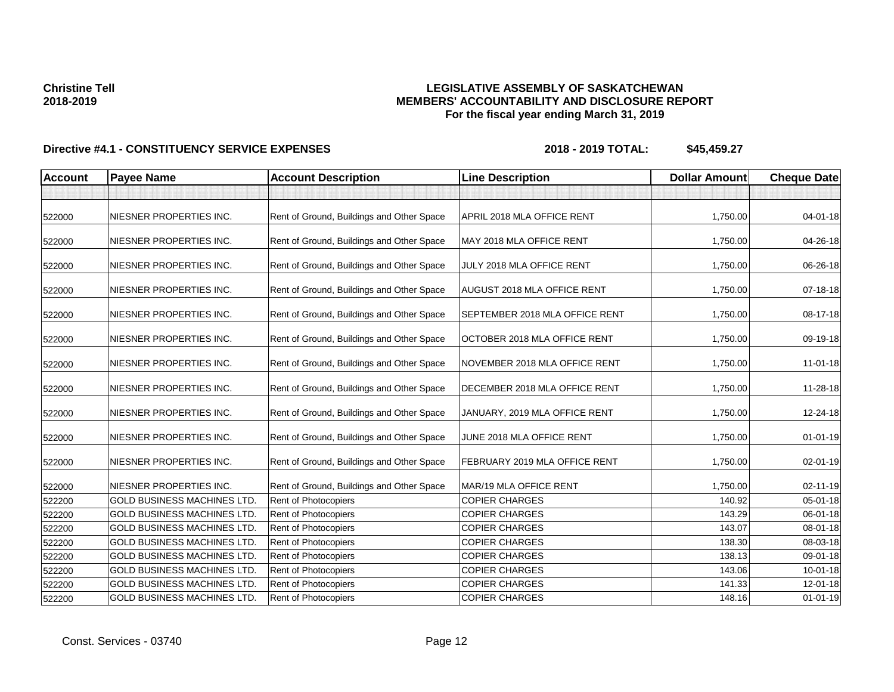**Christine Tell**
**2018-2019**

**LEGISLATIVE ASSEMBLY OF SASKATCHEWAN**
**MEMBERS' ACCOUNTABILITY AND DISCLOSURE REPORT**
**For the fiscal year ending March 31, 2019**

**Directive #4.1 - CONSTITUENCY SERVICE EXPENSES** **2018 - 2019 TOTAL: $45,459.27**

| Account | Payee Name | Account Description | Line Description | Dollar Amount | Cheque Date |
|---|---|---|---|---|---|
| | | | | | |
| 522000 | NIESNER PROPERTIES INC. | Rent of Ground, Buildings and Other Space | APRIL 2018 MLA OFFICE RENT | 1,750.00 | 04-01-18 |
| 522000 | NIESNER PROPERTIES INC. | Rent of Ground, Buildings and Other Space | MAY 2018 MLA OFFICE RENT | 1,750.00 | 04-26-18 |
| 522000 | NIESNER PROPERTIES INC. | Rent of Ground, Buildings and Other Space | JULY 2018 MLA OFFICE RENT | 1,750.00 | 06-26-18 |
| 522000 | NIESNER PROPERTIES INC. | Rent of Ground, Buildings and Other Space | AUGUST 2018 MLA OFFICE RENT | 1,750.00 | 07-18-18 |
| 522000 | NIESNER PROPERTIES INC. | Rent of Ground, Buildings and Other Space | SEPTEMBER 2018 MLA OFFICE RENT | 1,750.00 | 08-17-18 |
| 522000 | NIESNER PROPERTIES INC. | Rent of Ground, Buildings and Other Space | OCTOBER 2018 MLA OFFICE RENT | 1,750.00 | 09-19-18 |
| 522000 | NIESNER PROPERTIES INC. | Rent of Ground, Buildings and Other Space | NOVEMBER 2018 MLA OFFICE RENT | 1,750.00 | 11-01-18 |
| 522000 | NIESNER PROPERTIES INC. | Rent of Ground, Buildings and Other Space | DECEMBER 2018 MLA OFFICE RENT | 1,750.00 | 11-28-18 |
| 522000 | NIESNER PROPERTIES INC. | Rent of Ground, Buildings and Other Space | JANUARY, 2019 MLA OFFICE RENT | 1,750.00 | 12-24-18 |
| 522000 | NIESNER PROPERTIES INC. | Rent of Ground, Buildings and Other Space | JUNE 2018 MLA OFFICE RENT | 1,750.00 | 01-01-19 |
| 522000 | NIESNER PROPERTIES INC. | Rent of Ground, Buildings and Other Space | FEBRUARY 2019 MLA OFFICE RENT | 1,750.00 | 02-01-19 |
| 522000 | NIESNER PROPERTIES INC. | Rent of Ground, Buildings and Other Space | MAR/19 MLA OFFICE RENT | 1,750.00 | 02-11-19 |
| 522200 | GOLD BUSINESS MACHINES LTD. | Rent of Photocopiers | COPIER CHARGES | 140.92 | 05-01-18 |
| 522200 | GOLD BUSINESS MACHINES LTD. | Rent of Photocopiers | COPIER CHARGES | 143.29 | 06-01-18 |
| 522200 | GOLD BUSINESS MACHINES LTD. | Rent of Photocopiers | COPIER CHARGES | 143.07 | 08-01-18 |
| 522200 | GOLD BUSINESS MACHINES LTD. | Rent of Photocopiers | COPIER CHARGES | 138.30 | 08-03-18 |
| 522200 | GOLD BUSINESS MACHINES LTD. | Rent of Photocopiers | COPIER CHARGES | 138.13 | 09-01-18 |
| 522200 | GOLD BUSINESS MACHINES LTD. | Rent of Photocopiers | COPIER CHARGES | 143.06 | 10-01-18 |
| 522200 | GOLD BUSINESS MACHINES LTD. | Rent of Photocopiers | COPIER CHARGES | 141.33 | 12-01-18 |
| 522200 | GOLD BUSINESS MACHINES LTD. | Rent of Photocopiers | COPIER CHARGES | 148.16 | 01-01-19 |

Const. Services - 03740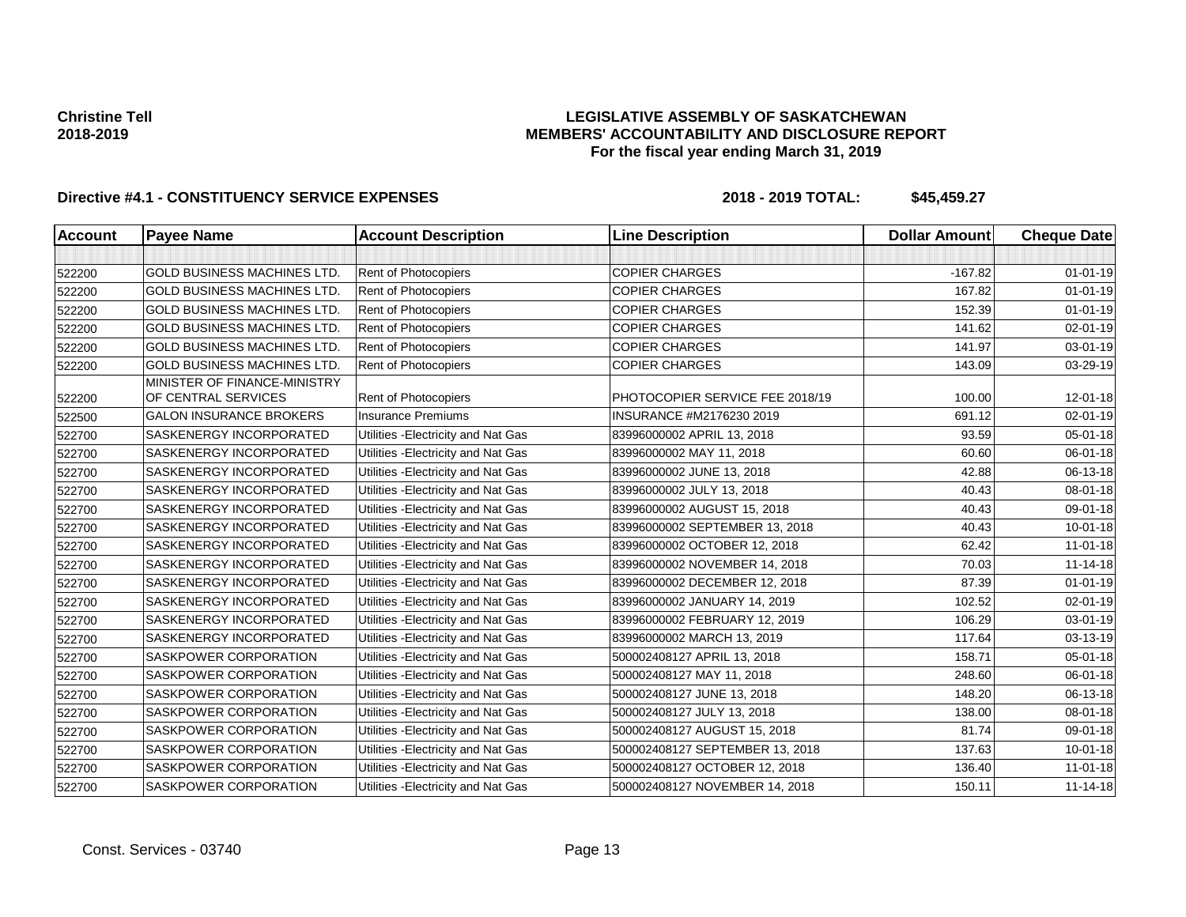**Christine Tell**
**2018-2019**

**LEGISLATIVE ASSEMBLY OF SASKATCHEWAN**
**MEMBERS' ACCOUNTABILITY AND DISCLOSURE REPORT**
**For the fiscal year ending March 31, 2019**

**Directive #4.1 - CONSTITUENCY SERVICE EXPENSES** **2018 - 2019 TOTAL: $45,459.27**

| Account | Payee Name | Account Description | Line Description | Dollar Amount | Cheque Date |
|---|---|---|---|---|---|
| | | | | | |
| 522200 | GOLD BUSINESS MACHINES LTD. | Rent of Photocopiers | COPIER CHARGES | -167.82 | 01-01-19 |
| 522200 | GOLD BUSINESS MACHINES LTD. | Rent of Photocopiers | COPIER CHARGES | 167.82 | 01-01-19 |
| 522200 | GOLD BUSINESS MACHINES LTD. | Rent of Photocopiers | COPIER CHARGES | 152.39 | 01-01-19 |
| 522200 | GOLD BUSINESS MACHINES LTD. | Rent of Photocopiers | COPIER CHARGES | 141.62 | 02-01-19 |
| 522200 | GOLD BUSINESS MACHINES LTD. | Rent of Photocopiers | COPIER CHARGES | 141.97 | 03-01-19 |
| 522200 | GOLD BUSINESS MACHINES LTD. | Rent of Photocopiers | COPIER CHARGES | 143.09 | 03-29-19 |
| 522200 | MINISTER OF FINANCE-MINISTRY OF CENTRAL SERVICES | Rent of Photocopiers | PHOTOCOPIER SERVICE FEE 2018/19 | 100.00 | 12-01-18 |
| 522500 | GALON INSURANCE BROKERS | Insurance Premiums | INSURANCE #M2176230 2019 | 691.12 | 02-01-19 |
| 522700 | SASKENERGY INCORPORATED | Utilities -Electricity and Nat Gas | 83996000002 APRIL 13, 2018 | 93.59 | 05-01-18 |
| 522700 | SASKENERGY INCORPORATED | Utilities -Electricity and Nat Gas | 83996000002 MAY 11, 2018 | 60.60 | 06-01-18 |
| 522700 | SASKENERGY INCORPORATED | Utilities -Electricity and Nat Gas | 83996000002 JUNE 13, 2018 | 42.88 | 06-13-18 |
| 522700 | SASKENERGY INCORPORATED | Utilities -Electricity and Nat Gas | 83996000002 JULY 13, 2018 | 40.43 | 08-01-18 |
| 522700 | SASKENERGY INCORPORATED | Utilities -Electricity and Nat Gas | 83996000002 AUGUST 15, 2018 | 40.43 | 09-01-18 |
| 522700 | SASKENERGY INCORPORATED | Utilities -Electricity and Nat Gas | 83996000002 SEPTEMBER 13, 2018 | 40.43 | 10-01-18 |
| 522700 | SASKENERGY INCORPORATED | Utilities -Electricity and Nat Gas | 83996000002 OCTOBER 12, 2018 | 62.42 | 11-01-18 |
| 522700 | SASKENERGY INCORPORATED | Utilities -Electricity and Nat Gas | 83996000002 NOVEMBER 14, 2018 | 70.03 | 11-14-18 |
| 522700 | SASKENERGY INCORPORATED | Utilities -Electricity and Nat Gas | 83996000002 DECEMBER 12, 2018 | 87.39 | 01-01-19 |
| 522700 | SASKENERGY INCORPORATED | Utilities -Electricity and Nat Gas | 83996000002 JANUARY 14, 2019 | 102.52 | 02-01-19 |
| 522700 | SASKENERGY INCORPORATED | Utilities -Electricity and Nat Gas | 83996000002 FEBRUARY 12, 2019 | 106.29 | 03-01-19 |
| 522700 | SASKENERGY INCORPORATED | Utilities -Electricity and Nat Gas | 83996000002 MARCH 13, 2019 | 117.64 | 03-13-19 |
| 522700 | SASKPOWER CORPORATION | Utilities -Electricity and Nat Gas | 500002408127 APRIL 13, 2018 | 158.71 | 05-01-18 |
| 522700 | SASKPOWER CORPORATION | Utilities -Electricity and Nat Gas | 500002408127 MAY 11, 2018 | 248.60 | 06-01-18 |
| 522700 | SASKPOWER CORPORATION | Utilities -Electricity and Nat Gas | 500002408127 JUNE 13, 2018 | 148.20 | 06-13-18 |
| 522700 | SASKPOWER CORPORATION | Utilities -Electricity and Nat Gas | 500002408127 JULY 13, 2018 | 138.00 | 08-01-18 |
| 522700 | SASKPOWER CORPORATION | Utilities -Electricity and Nat Gas | 500002408127 AUGUST 15, 2018 | 81.74 | 09-01-18 |
| 522700 | SASKPOWER CORPORATION | Utilities -Electricity and Nat Gas | 500002408127 SEPTEMBER 13, 2018 | 137.63 | 10-01-18 |
| 522700 | SASKPOWER CORPORATION | Utilities -Electricity and Nat Gas | 500002408127 OCTOBER 12, 2018 | 136.40 | 11-01-18 |
| 522700 | SASKPOWER CORPORATION | Utilities -Electricity and Nat Gas | 500002408127 NOVEMBER 14, 2018 | 150.11 | 11-14-18 |

Const. Services - 03740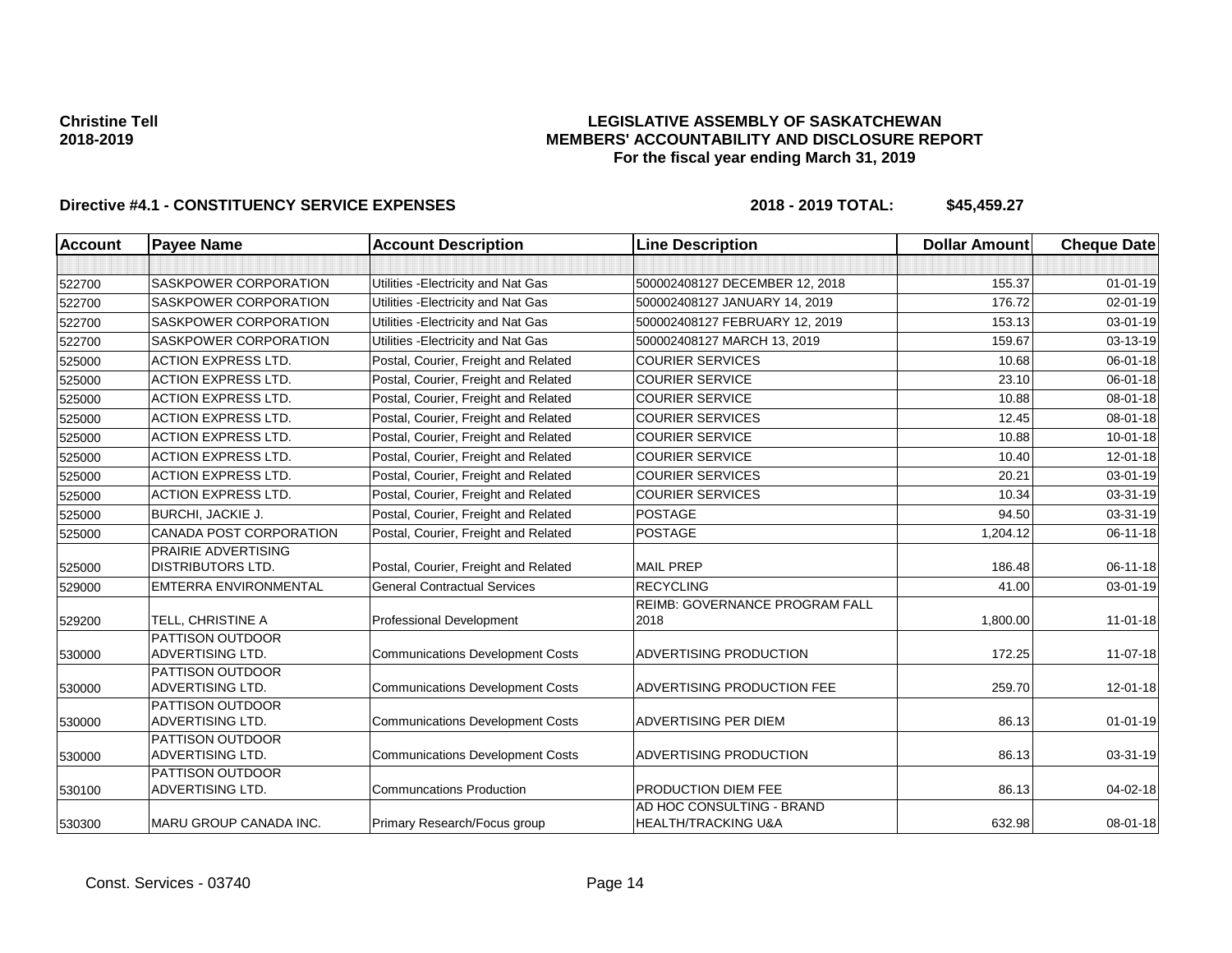**Christine Tell**
**2018-2019**

**LEGISLATIVE ASSEMBLY OF SASKATCHEWAN**
**MEMBERS' ACCOUNTABILITY AND DISCLOSURE REPORT**
**For the fiscal year ending March 31, 2019**

**Directive #4.1 - CONSTITUENCY SERVICE EXPENSES** **2018 - 2019 TOTAL: $45,459.27**

| Account | Payee Name | Account Description | Line Description | Dollar Amount | Cheque Date |
|---|---|---|---|---|---|
| | | | | | |
| 522700 | SASKPOWER CORPORATION | Utilities -Electricity and Nat Gas | 500002408127 DECEMBER 12, 2018 | 155.37 | 01-01-19 |
| 522700 | SASKPOWER CORPORATION | Utilities -Electricity and Nat Gas | 500002408127 JANUARY 14, 2019 | 176.72 | 02-01-19 |
| 522700 | SASKPOWER CORPORATION | Utilities -Electricity and Nat Gas | 500002408127 FEBRUARY 12, 2019 | 153.13 | 03-01-19 |
| 522700 | SASKPOWER CORPORATION | Utilities -Electricity and Nat Gas | 500002408127 MARCH 13, 2019 | 159.67 | 03-13-19 |
| 525000 | ACTION EXPRESS LTD. | Postal, Courier, Freight and Related | COURIER SERVICES | 10.68 | 06-01-18 |
| 525000 | ACTION EXPRESS LTD. | Postal, Courier, Freight and Related | COURIER SERVICE | 23.10 | 06-01-18 |
| 525000 | ACTION EXPRESS LTD. | Postal, Courier, Freight and Related | COURIER SERVICE | 10.88 | 08-01-18 |
| 525000 | ACTION EXPRESS LTD. | Postal, Courier, Freight and Related | COURIER SERVICES | 12.45 | 08-01-18 |
| 525000 | ACTION EXPRESS LTD. | Postal, Courier, Freight and Related | COURIER SERVICE | 10.88 | 10-01-18 |
| 525000 | ACTION EXPRESS LTD. | Postal, Courier, Freight and Related | COURIER SERVICE | 10.40 | 12-01-18 |
| 525000 | ACTION EXPRESS LTD. | Postal, Courier, Freight and Related | COURIER SERVICES | 20.21 | 03-01-19 |
| 525000 | ACTION EXPRESS LTD. | Postal, Courier, Freight and Related | COURIER SERVICES | 10.34 | 03-31-19 |
| 525000 | BURCHI, JACKIE J. | Postal, Courier, Freight and Related | POSTAGE | 94.50 | 03-31-19 |
| 525000 | CANADA POST CORPORATION | Postal, Courier, Freight and Related | POSTAGE | 1,204.12 | 06-11-18 |
| 525000 | PRAIRIE ADVERTISING DISTRIBUTORS LTD. | Postal, Courier, Freight and Related | MAIL PREP | 186.48 | 06-11-18 |
| 529000 | EMTERRA ENVIRONMENTAL | General Contractual Services | RECYCLING | 41.00 | 03-01-19 |
| 529200 | TELL, CHRISTINE A | Professional Development | REIMB: GOVERNANCE PROGRAM FALL 2018 | 1,800.00 | 11-01-18 |
| 530000 | PATTISON OUTDOOR ADVERTISING LTD. | Communications Development Costs | ADVERTISING PRODUCTION | 172.25 | 11-07-18 |
| 530000 | PATTISON OUTDOOR ADVERTISING LTD. | Communications Development Costs | ADVERTISING PRODUCTION FEE | 259.70 | 12-01-18 |
| 530000 | PATTISON OUTDOOR ADVERTISING LTD. | Communications Development Costs | ADVERTISING PER DIEM | 86.13 | 01-01-19 |
| 530000 | PATTISON OUTDOOR ADVERTISING LTD. | Communications Development Costs | ADVERTISING PRODUCTION | 86.13 | 03-31-19 |
| 530100 | PATTISON OUTDOOR ADVERTISING LTD. | Communcations Production | PRODUCTION DIEM FEE | 86.13 | 04-02-18 |
| 530300 | MARU GROUP CANADA INC. | Primary Research/Focus group | AD HOC CONSULTING - BRAND HEALTH/TRACKING U&A | 632.98 | 08-01-18 |

Const. Services - 03740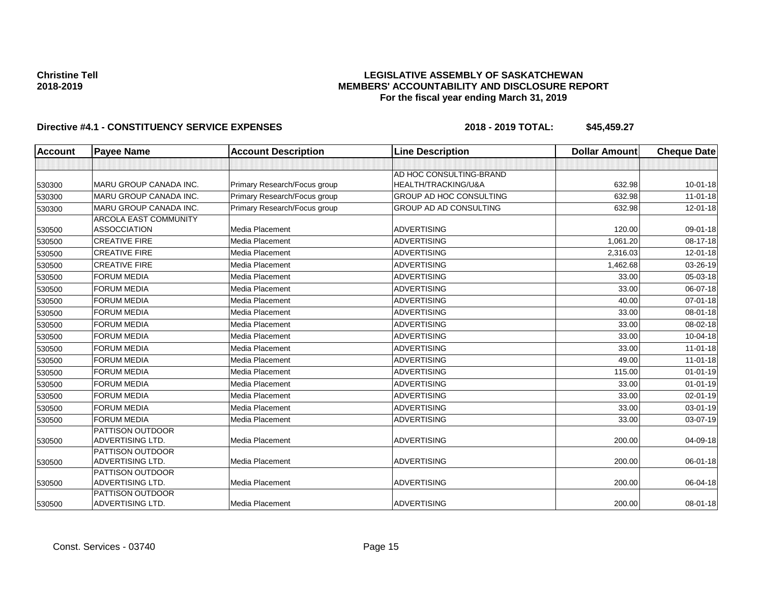**Christine Tell**
**2018-2019**

**LEGISLATIVE ASSEMBLY OF SASKATCHEWAN**
**MEMBERS' ACCOUNTABILITY AND DISCLOSURE REPORT**
**For the fiscal year ending March 31, 2019**

**Directive #4.1 - CONSTITUENCY SERVICE EXPENSES** **2018 - 2019 TOTAL: $45,459.27**

| Account | Payee Name | Account Description | Line Description | Dollar Amount | Cheque Date |
|---|---|---|---|---|---|
| | | | | | |
| 530300 | MARU GROUP CANADA INC. | Primary Research/Focus group | AD HOC CONSULTING-BRAND HEALTH/TRACKING/U&A | 632.98 | 10-01-18 |
| 530300 | MARU GROUP CANADA INC. | Primary Research/Focus group | GROUP AD HOC CONSULTING | 632.98 | 11-01-18 |
| 530300 | MARU GROUP CANADA INC. | Primary Research/Focus group | GROUP AD AD CONSULTING | 632.98 | 12-01-18 |
| 530500 | ARCOLA EAST COMMUNITY ASSOCCIATION | Media Placement | ADVERTISING | 120.00 | 09-01-18 |
| 530500 | CREATIVE FIRE | Media Placement | ADVERTISING | 1,061.20 | 08-17-18 |
| 530500 | CREATIVE FIRE | Media Placement | ADVERTISING | 2,316.03 | 12-01-18 |
| 530500 | CREATIVE FIRE | Media Placement | ADVERTISING | 1,462.68 | 03-26-19 |
| 530500 | FORUM MEDIA | Media Placement | ADVERTISING | 33.00 | 05-03-18 |
| 530500 | FORUM MEDIA | Media Placement | ADVERTISING | 33.00 | 06-07-18 |
| 530500 | FORUM MEDIA | Media Placement | ADVERTISING | 40.00 | 07-01-18 |
| 530500 | FORUM MEDIA | Media Placement | ADVERTISING | 33.00 | 08-01-18 |
| 530500 | FORUM MEDIA | Media Placement | ADVERTISING | 33.00 | 08-02-18 |
| 530500 | FORUM MEDIA | Media Placement | ADVERTISING | 33.00 | 10-04-18 |
| 530500 | FORUM MEDIA | Media Placement | ADVERTISING | 33.00 | 11-01-18 |
| 530500 | FORUM MEDIA | Media Placement | ADVERTISING | 49.00 | 11-01-18 |
| 530500 | FORUM MEDIA | Media Placement | ADVERTISING | 115.00 | 01-01-19 |
| 530500 | FORUM MEDIA | Media Placement | ADVERTISING | 33.00 | 01-01-19 |
| 530500 | FORUM MEDIA | Media Placement | ADVERTISING | 33.00 | 02-01-19 |
| 530500 | FORUM MEDIA | Media Placement | ADVERTISING | 33.00 | 03-01-19 |
| 530500 | FORUM MEDIA | Media Placement | ADVERTISING | 33.00 | 03-07-19 |
| 530500 | PATTISON OUTDOOR ADVERTISING LTD. | Media Placement | ADVERTISING | 200.00 | 04-09-18 |
| 530500 | PATTISON OUTDOOR ADVERTISING LTD. | Media Placement | ADVERTISING | 200.00 | 06-01-18 |
| 530500 | PATTISON OUTDOOR ADVERTISING LTD. | Media Placement | ADVERTISING | 200.00 | 06-04-18 |
| 530500 | PATTISON OUTDOOR ADVERTISING LTD. | Media Placement | ADVERTISING | 200.00 | 08-01-18 |

Const. Services - 03740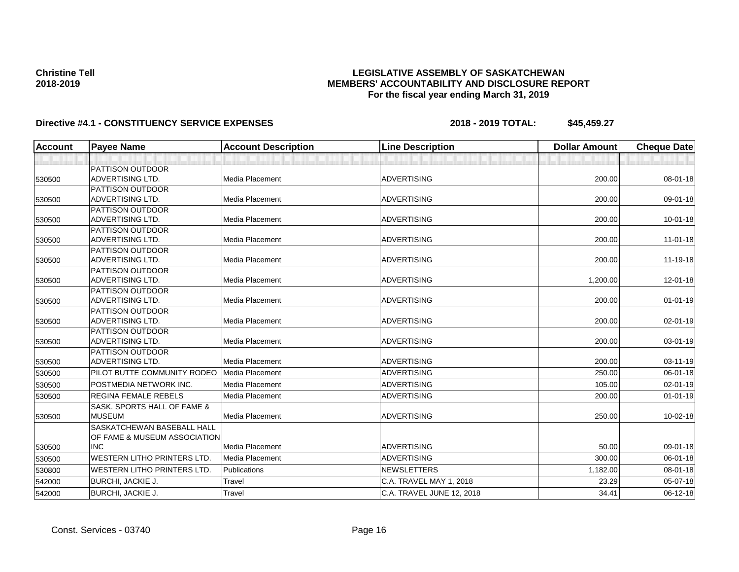**Christine Tell**
**2018-2019**

# LEGISLATIVE ASSEMBLY OF SASKATCHEWAN
## MEMBERS' ACCOUNTABILITY AND DISCLOSURE REPORT
### For the fiscal year ending March 31, 2019

**Directive #4.1 - CONSTITUENCY SERVICE EXPENSES** **2018 - 2019 TOTAL: $45,459.27**

| Account | Payee Name | Account Description | Line Description | Dollar Amount | Cheque Date |
|---|---|---|---|---|---|
| | | | | | |
| 530500 | PATTISON OUTDOOR ADVERTISING LTD. | Media Placement | ADVERTISING | 200.00 | 08-01-18 |
| 530500 | PATTISON OUTDOOR ADVERTISING LTD. | Media Placement | ADVERTISING | 200.00 | 09-01-18 |
| 530500 | PATTISON OUTDOOR ADVERTISING LTD. | Media Placement | ADVERTISING | 200.00 | 10-01-18 |
| 530500 | PATTISON OUTDOOR ADVERTISING LTD. | Media Placement | ADVERTISING | 200.00 | 11-01-18 |
| 530500 | PATTISON OUTDOOR ADVERTISING LTD. | Media Placement | ADVERTISING | 200.00 | 11-19-18 |
| 530500 | PATTISON OUTDOOR ADVERTISING LTD. | Media Placement | ADVERTISING | 1,200.00 | 12-01-18 |
| 530500 | PATTISON OUTDOOR ADVERTISING LTD. | Media Placement | ADVERTISING | 200.00 | 01-01-19 |
| 530500 | PATTISON OUTDOOR ADVERTISING LTD. | Media Placement | ADVERTISING | 200.00 | 02-01-19 |
| 530500 | PATTISON OUTDOOR ADVERTISING LTD. | Media Placement | ADVERTISING | 200.00 | 03-01-19 |
| 530500 | PATTISON OUTDOOR ADVERTISING LTD. | Media Placement | ADVERTISING | 200.00 | 03-11-19 |
| 530500 | PILOT BUTTE COMMUNITY RODEO | Media Placement | ADVERTISING | 250.00 | 06-01-18 |
| 530500 | POSTMEDIA NETWORK INC. | Media Placement | ADVERTISING | 105.00 | 02-01-19 |
| 530500 | REGINA FEMALE REBELS | Media Placement | ADVERTISING | 200.00 | 01-01-19 |
| 530500 | SASK. SPORTS HALL OF FAME & MUSEUM | Media Placement | ADVERTISING | 250.00 | 10-02-18 |
| 530500 | SASKATCHEWAN BASEBALL HALL OF FAME & MUSEUM ASSOCIATION INC | Media Placement | ADVERTISING | 50.00 | 09-01-18 |
| 530500 | WESTERN LITHO PRINTERS LTD. | Media Placement | ADVERTISING | 300.00 | 06-01-18 |
| 530800 | WESTERN LITHO PRINTERS LTD. | Publications | NEWSLETTERS | 1,182.00 | 08-01-18 |
| 542000 | BURCHI, JACKIE J. | Travel | C.A. TRAVEL MAY 1, 2018 | 23.29 | 05-07-18 |
| 542000 | BURCHI, JACKIE J. | Travel | C.A. TRAVEL JUNE 12, 2018 | 34.41 | 06-12-18 |

Const. Services - 03740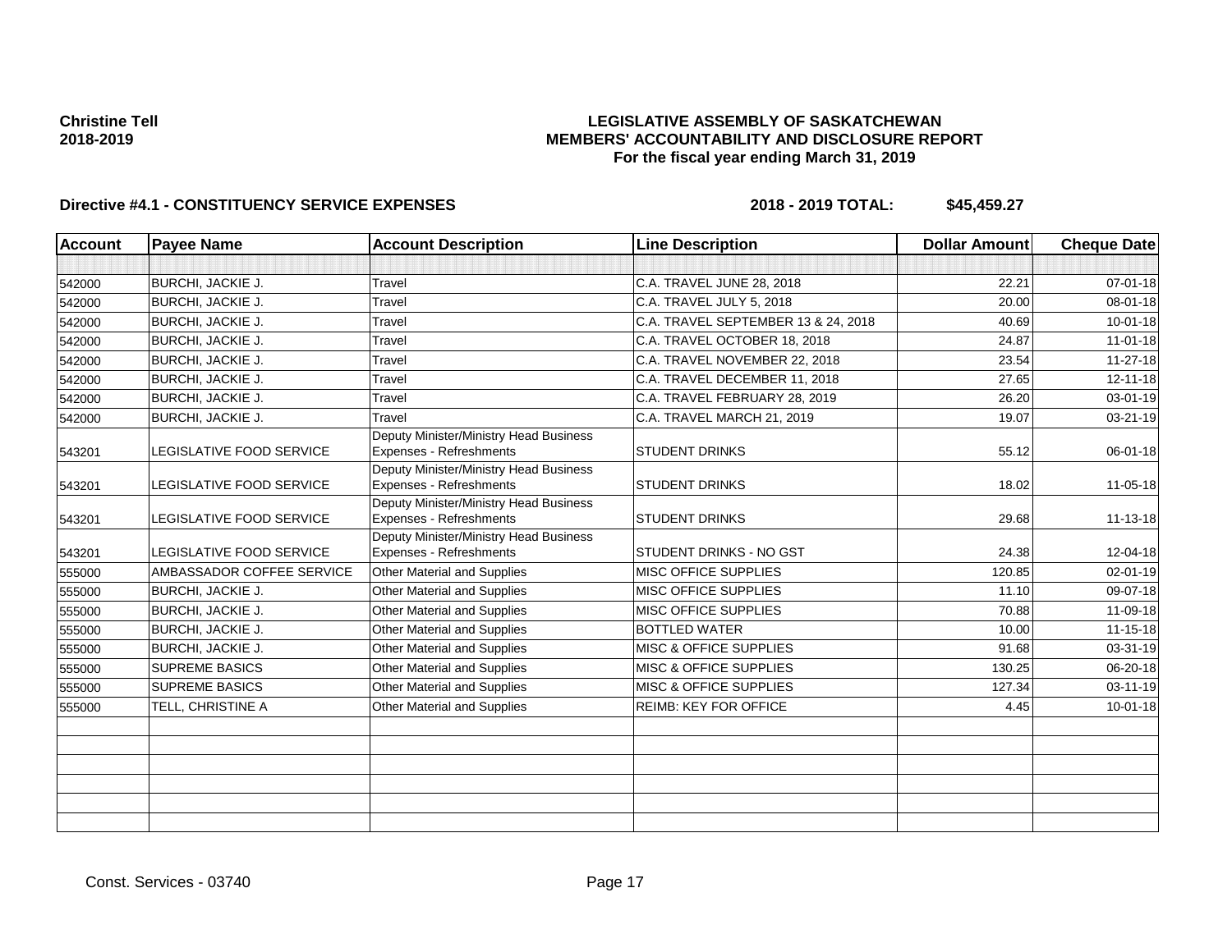**Christine Tell**
**2018-2019**

**LEGISLATIVE ASSEMBLY OF SASKATCHEWAN**
**MEMBERS' ACCOUNTABILITY AND DISCLOSURE REPORT**
**For the fiscal year ending March 31, 2019**

**Directive #4.1 - CONSTITUENCY SERVICE EXPENSES** **2018 - 2019 TOTAL: $45,459.27**

| Account | Payee Name | Account Description | Line Description | Dollar Amount | Cheque Date |
|---|---|---|---|---|---|
| | | | | | |
| 542000 | BURCHI, JACKIE J. | Travel | C.A. TRAVEL JUNE 28, 2018 | 22.21 | 07-01-18 |
| 542000 | BURCHI, JACKIE J. | Travel | C.A. TRAVEL JULY 5, 2018 | 20.00 | 08-01-18 |
| 542000 | BURCHI, JACKIE J. | Travel | C.A. TRAVEL SEPTEMBER 13 & 24, 2018 | 40.69 | 10-01-18 |
| 542000 | BURCHI, JACKIE J. | Travel | C.A. TRAVEL OCTOBER 18, 2018 | 24.87 | 11-01-18 |
| 542000 | BURCHI, JACKIE J. | Travel | C.A. TRAVEL NOVEMBER 22, 2018 | 23.54 | 11-27-18 |
| 542000 | BURCHI, JACKIE J. | Travel | C.A. TRAVEL DECEMBER 11, 2018 | 27.65 | 12-11-18 |
| 542000 | BURCHI, JACKIE J. | Travel | C.A. TRAVEL FEBRUARY 28, 2019 | 26.20 | 03-01-19 |
| 542000 | BURCHI, JACKIE J. | Travel | C.A. TRAVEL MARCH 21, 2019 | 19.07 | 03-21-19 |
| 543201 | LEGISLATIVE FOOD SERVICE | Deputy Minister/Ministry Head Business Expenses - Refreshments | STUDENT DRINKS | 55.12 | 06-01-18 |
| 543201 | LEGISLATIVE FOOD SERVICE | Deputy Minister/Ministry Head Business Expenses - Refreshments | STUDENT DRINKS | 18.02 | 11-05-18 |
| 543201 | LEGISLATIVE FOOD SERVICE | Deputy Minister/Ministry Head Business Expenses - Refreshments | STUDENT DRINKS | 29.68 | 11-13-18 |
| 543201 | LEGISLATIVE FOOD SERVICE | Deputy Minister/Ministry Head Business Expenses - Refreshments | STUDENT DRINKS - NO GST | 24.38 | 12-04-18 |
| 555000 | AMBASSADOR COFFEE SERVICE | Other Material and Supplies | MISC OFFICE SUPPLIES | 120.85 | 02-01-19 |
| 555000 | BURCHI, JACKIE J. | Other Material and Supplies | MISC OFFICE SUPPLIES | 11.10 | 09-07-18 |
| 555000 | BURCHI, JACKIE J. | Other Material and Supplies | MISC OFFICE SUPPLIES | 70.88 | 11-09-18 |
| 555000 | BURCHI, JACKIE J. | Other Material and Supplies | BOTTLED WATER | 10.00 | 11-15-18 |
| 555000 | BURCHI, JACKIE J. | Other Material and Supplies | MISC & OFFICE SUPPLIES | 91.68 | 03-31-19 |
| 555000 | SUPREME BASICS | Other Material and Supplies | MISC & OFFICE SUPPLIES | 130.25 | 06-20-18 |
| 555000 | SUPREME BASICS | Other Material and Supplies | MISC & OFFICE SUPPLIES | 127.34 | 03-11-19 |
| 555000 | TELL, CHRISTINE A | Other Material and Supplies | REIMB: KEY FOR OFFICE | 4.45 | 10-01-18 |
| | | | | | |
| | | | | | |
| | | | | | |
| | | | | | |
| | | | | | |
| | | | | | |

Const. Services - 03740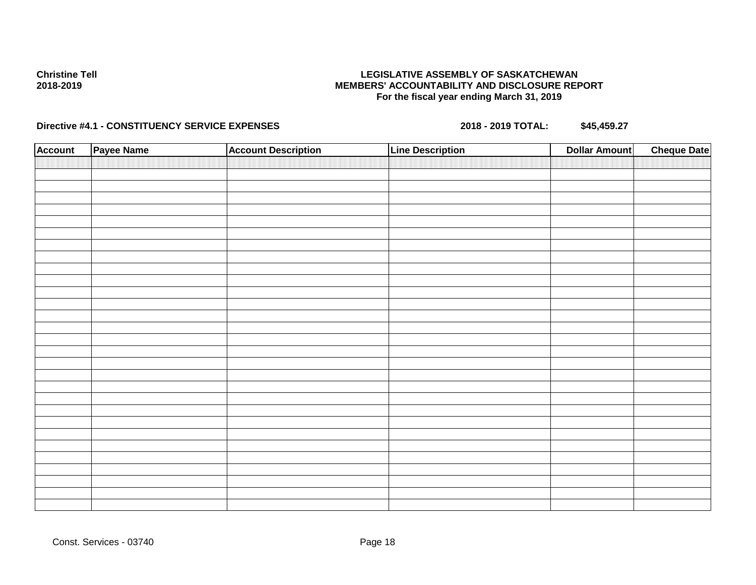**Christine Tell**
**2018-2019**

**LEGISLATIVE ASSEMBLY OF SASKATCHEWAN**
**MEMBERS' ACCOUNTABILITY AND DISCLOSURE REPORT**
**For the fiscal year ending March 31, 2019**

**Directive #4.1 - CONSTITUENCY SERVICE EXPENSES** **2018 - 2019 TOTAL: $45,459.27**

| Account | Payee Name | Account Description | Line Description | Dollar Amount | Cheque Date |
|---|---|---|---|---|---|
| | | | | | |

Const. Services - 03740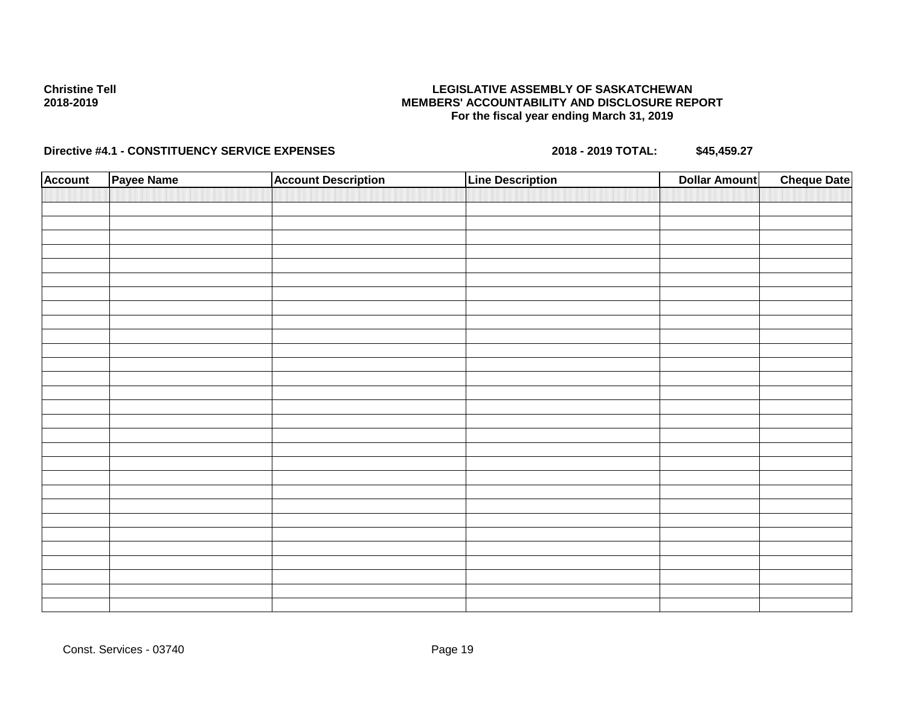Christine Tell
2018-2019

**LEGISLATIVE ASSEMBLY OF SASKATCHEWAN**
**MEMBERS' ACCOUNTABILITY AND DISCLOSURE REPORT**
**For the fiscal year ending March 31, 2019**

**Directive #4.1 - CONSTITUENCY SERVICE EXPENSES** **2018 - 2019 TOTAL: $45,459.27**

| Account | Payee Name | Account Description | Line Description | Dollar Amount | Cheque Date |
|---|---|---|---|---|---|
| | | | | | |

Const. Services - 03740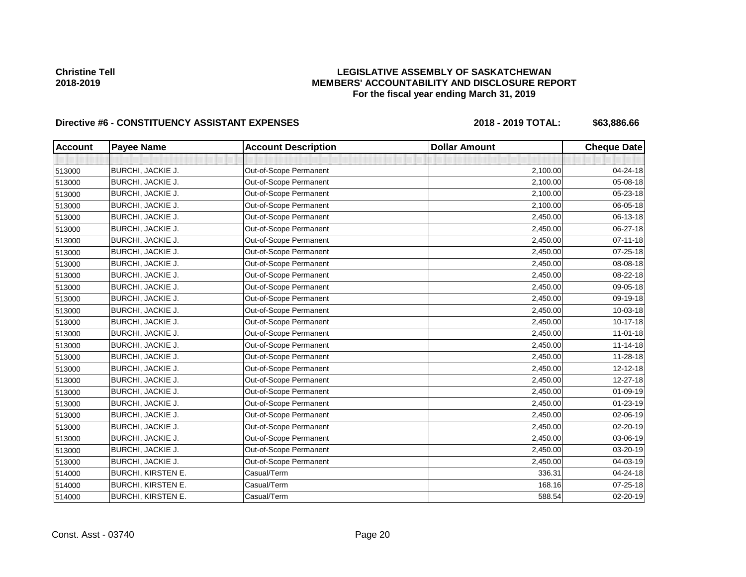**Christine Tell**
**2018-2019**

**LEGISLATIVE ASSEMBLY OF SASKATCHEWAN**
**MEMBERS' ACCOUNTABILITY AND DISCLOSURE REPORT**
**For the fiscal year ending March 31, 2019**

**Directive #6 - CONSTITUENCY ASSISTANT EXPENSES** **2018 - 2019 TOTAL: $63,886.66**

| Account | Payee Name | Account Description | Dollar Amount | Cheque Date |
|---|---|---|---|---|
| | | | | |
| 513000 | BURCHI, JACKIE J. | Out-of-Scope Permanent | 2,100.00 | 04-24-18 |
| 513000 | BURCHI, JACKIE J. | Out-of-Scope Permanent | 2,100.00 | 05-08-18 |
| 513000 | BURCHI, JACKIE J. | Out-of-Scope Permanent | 2,100.00 | 05-23-18 |
| 513000 | BURCHI, JACKIE J. | Out-of-Scope Permanent | 2,100.00 | 06-05-18 |
| 513000 | BURCHI, JACKIE J. | Out-of-Scope Permanent | 2,450.00 | 06-13-18 |
| 513000 | BURCHI, JACKIE J. | Out-of-Scope Permanent | 2,450.00 | 06-27-18 |
| 513000 | BURCHI, JACKIE J. | Out-of-Scope Permanent | 2,450.00 | 07-11-18 |
| 513000 | BURCHI, JACKIE J. | Out-of-Scope Permanent | 2,450.00 | 07-25-18 |
| 513000 | BURCHI, JACKIE J. | Out-of-Scope Permanent | 2,450.00 | 08-08-18 |
| 513000 | BURCHI, JACKIE J. | Out-of-Scope Permanent | 2,450.00 | 08-22-18 |
| 513000 | BURCHI, JACKIE J. | Out-of-Scope Permanent | 2,450.00 | 09-05-18 |
| 513000 | BURCHI, JACKIE J. | Out-of-Scope Permanent | 2,450.00 | 09-19-18 |
| 513000 | BURCHI, JACKIE J. | Out-of-Scope Permanent | 2,450.00 | 10-03-18 |
| 513000 | BURCHI, JACKIE J. | Out-of-Scope Permanent | 2,450.00 | 10-17-18 |
| 513000 | BURCHI, JACKIE J. | Out-of-Scope Permanent | 2,450.00 | 11-01-18 |
| 513000 | BURCHI, JACKIE J. | Out-of-Scope Permanent | 2,450.00 | 11-14-18 |
| 513000 | BURCHI, JACKIE J. | Out-of-Scope Permanent | 2,450.00 | 11-28-18 |
| 513000 | BURCHI, JACKIE J. | Out-of-Scope Permanent | 2,450.00 | 12-12-18 |
| 513000 | BURCHI, JACKIE J. | Out-of-Scope Permanent | 2,450.00 | 12-27-18 |
| 513000 | BURCHI, JACKIE J. | Out-of-Scope Permanent | 2,450.00 | 01-09-19 |
| 513000 | BURCHI, JACKIE J. | Out-of-Scope Permanent | 2,450.00 | 01-23-19 |
| 513000 | BURCHI, JACKIE J. | Out-of-Scope Permanent | 2,450.00 | 02-06-19 |
| 513000 | BURCHI, JACKIE J. | Out-of-Scope Permanent | 2,450.00 | 02-20-19 |
| 513000 | BURCHI, JACKIE J. | Out-of-Scope Permanent | 2,450.00 | 03-06-19 |
| 513000 | BURCHI, JACKIE J. | Out-of-Scope Permanent | 2,450.00 | 03-20-19 |
| 513000 | BURCHI, JACKIE J. | Out-of-Scope Permanent | 2,450.00 | 04-03-19 |
| 514000 | BURCHI, KIRSTEN E. | Casual/Term | 336.31 | 04-24-18 |
| 514000 | BURCHI, KIRSTEN E. | Casual/Term | 168.16 | 07-25-18 |
| 514000 | BURCHI, KIRSTEN E. | Casual/Term | 588.54 | 02-20-19 |

Const. Asst - 03740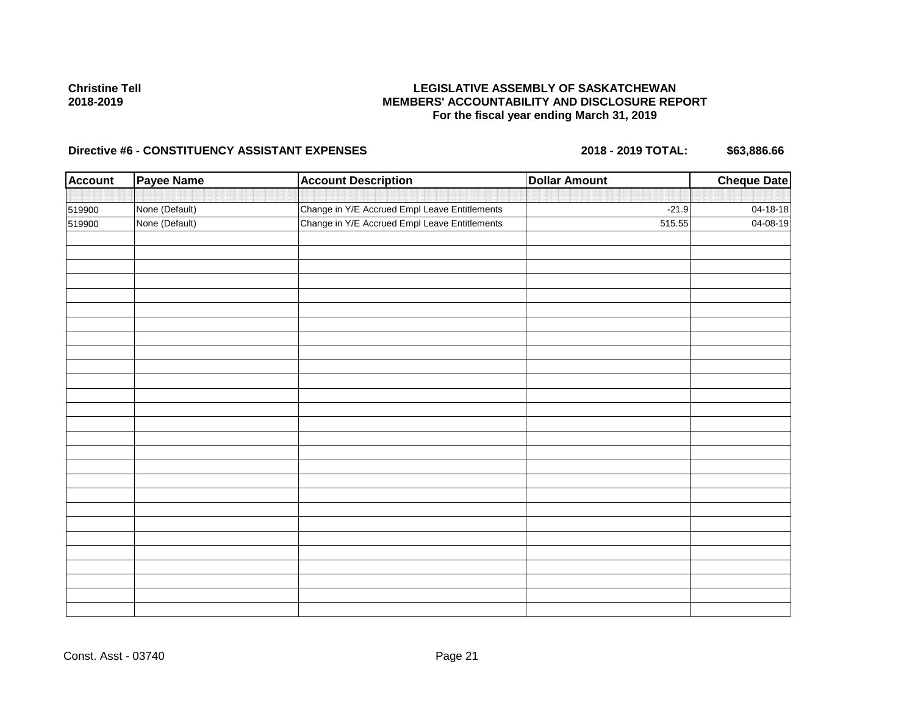**Christine Tell**
**2018-2019**

**LEGISLATIVE ASSEMBLY OF SASKATCHEWAN**
**MEMBERS' ACCOUNTABILITY AND DISCLOSURE REPORT**
**For the fiscal year ending March 31, 2019**

**Directive #6 - CONSTITUENCY ASSISTANT EXPENSES** **2018 - 2019 TOTAL: $63,886.66**

| Account | Payee Name | Account Description | Dollar Amount | Cheque Date |
|---|---|---|---|---|
| 519900 | None (Default) | Change in Y/E Accrued Empl Leave Entitlements | -21.9 | 04-18-18 |
| 519900 | None (Default) | Change in Y/E Accrued Empl Leave Entitlements | 515.55 | 04-08-19 |

Const. Asst - 03740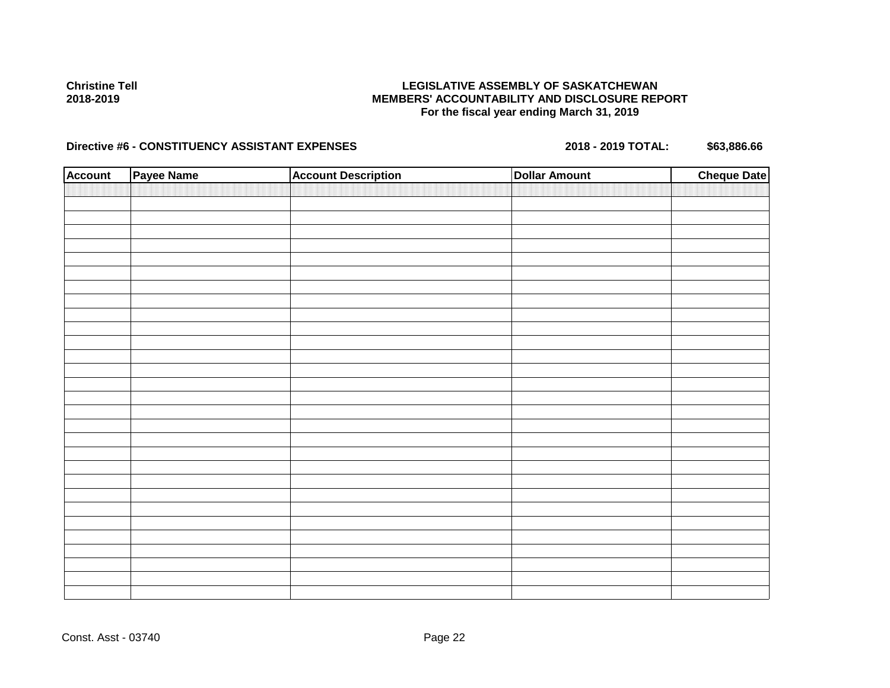**Christine Tell**
**2018-2019**

**LEGISLATIVE ASSEMBLY OF SASKATCHEWAN**
**MEMBERS' ACCOUNTABILITY AND DISCLOSURE REPORT**
**For the fiscal year ending March 31, 2019**

**Directive #6 - CONSTITUENCY ASSISTANT EXPENSES** **2018 - 2019 TOTAL: $63,886.66**

| Account | Payee Name | Account Description | Dollar Amount | Cheque Date |
|---|---|---|---|---|
| | | | | |

Const. Asst - 03740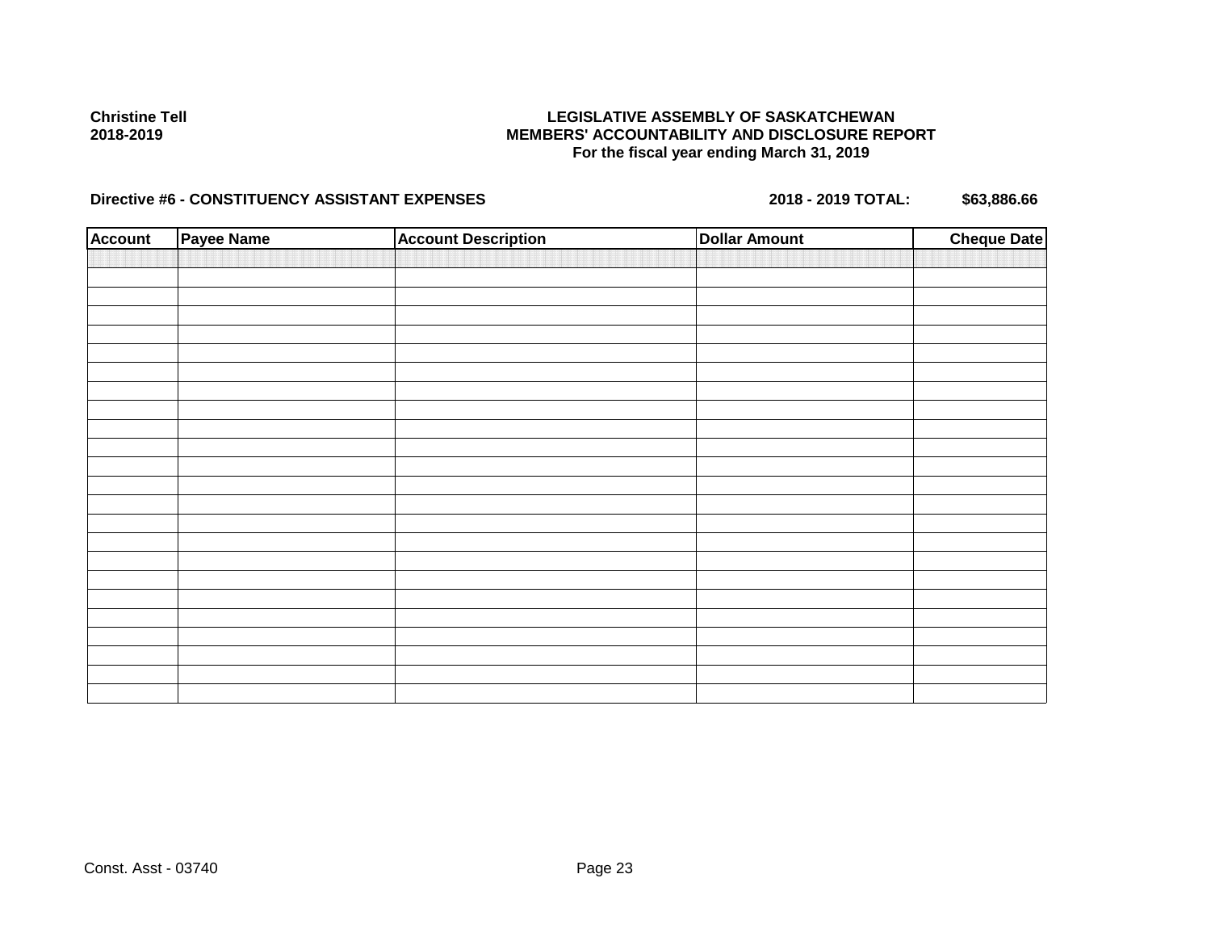**Christine Tell**
**2018-2019**

**LEGISLATIVE ASSEMBLY OF SASKATCHEWAN**
**MEMBERS' ACCOUNTABILITY AND DISCLOSURE REPORT**
**For the fiscal year ending March 31, 2019**

**Directive #6 - CONSTITUENCY ASSISTANT EXPENSES** **2018 - 2019 TOTAL: $63,886.66**

| Account | Payee Name | Account Description | Dollar Amount | Cheque Date |
|---|---|---|---|---|
| | | | | |

Const. Asst - 03740